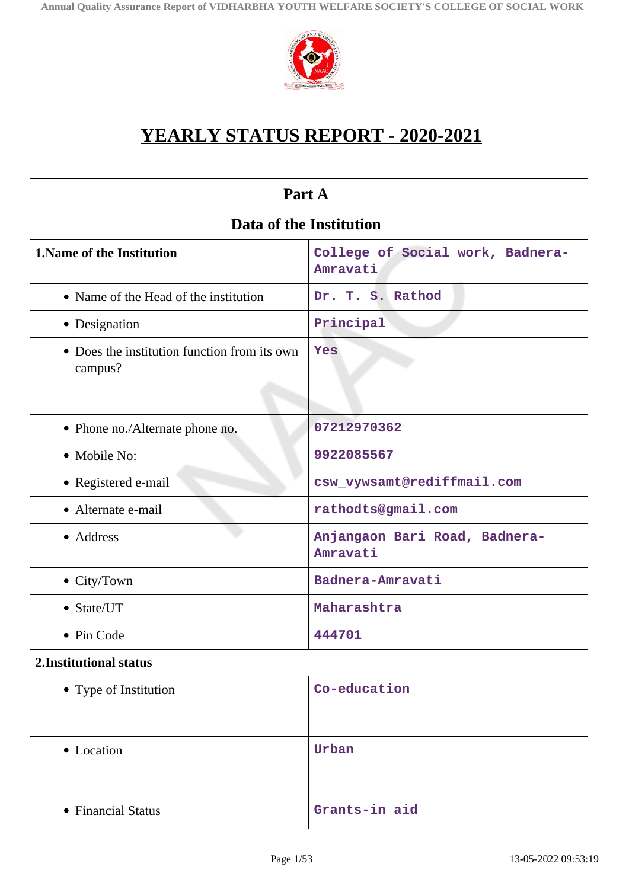# YEARLY STATUS REPORT - 2020-2021

| Part A | |
|---|---|
| **Data of the Institution** | |
| **1.Name of the Institution** | College of Social work, Badnera-Amravati |
| • Name of the Head of the institution | Dr. T. S. Rathod |
| • Designation | Principal |
| • Does the institution function from its own campus? | Yes |
| • Phone no./Alternate phone no. | 07212970362 |
| • Mobile No: | 9922085567 |
| • Registered e-mail | csw_vywsamt@rediffmail.com |
| • Alternate e-mail | rathodts@gmail.com |
| • Address | Anjangaon Bari Road, Badnera-Amravati |
| • City/Town | Badnera-Amravati |
| • State/UT | Maharashtra |
| • Pin Code | 444701 |
| **2.Institutional status** | |
| • Type of Institution | Co-education |
| • Location | Urban |
| • Financial Status | Grants-in aid |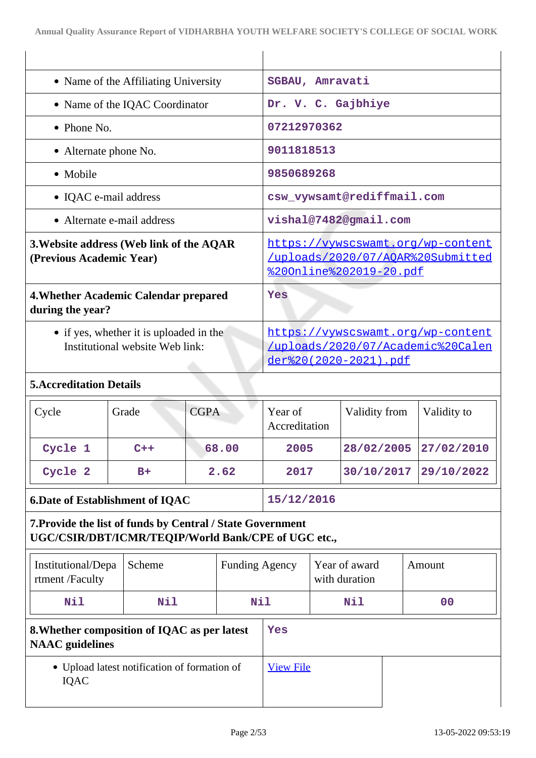| | |
|---|---|
| • Name of the Affiliating University | SGBAU, Amravati |
| • Name of the IQAC Coordinator | Dr. V. C. Gajbhiye |
| • Phone No. | 07212970362 |
| • Alternate phone No. | 9011818513 |
| • Mobile | 9850689268 |
| • IQAC e-mail address | csw_vywsamt@rediffmail.com |
| • Alternate e-mail address | vishal@7482@gmail.com |
| **3.Website address (Web link of the AQAR (Previous Academic Year)** | [https://vywscswamt.org/wp-content/uploads/2020/07/AQAR%20Submitted%20Online%202019-20.pdf](https://vywscswamt.org/wp-content/uploads/2020/07/AQAR%20Submitted%20Online%202019-20.pdf) |
| **4.Whether Academic Calendar prepared during the year?** | Yes |
| • if yes, whether it is uploaded in the Institutional website Web link: | [https://vywscswamt.org/wp-content/uploads/2020/07/Academic%20Calender%20(2020-2021).pdf](https://vywscswamt.org/wp-content/uploads/2020/07/Academic%20Calender%20(2020-2021).pdf) |

**5.Accreditation Details**

| Cycle | Grade | CGPA | Year of Accreditation | Validity from | Validity to |
|---|---|---|---|---|---|
| Cycle 1 | C++ | 68.00 | 2005 | 28/02/2005 | 27/02/2010 |
| Cycle 2 | B+ | 2.62 | 2017 | 30/10/2017 | 29/10/2022 |

| | |
|---|---|
| **6.Date of Establishment of IQAC** | 15/12/2016 |

**7.Provide the list of funds by Central / State Government UGC/CSIR/DBT/ICMR/TEQIP/World Bank/CPE of UGC etc.,**

| Institutional/Department /Faculty | Scheme | Funding Agency | Year of award with duration | Amount |
|---|---|---|---|---|
| Nil | Nil | Nil | Nil | 00 |

| | |
|---|---|
| **8.Whether composition of IQAC as per latest NAAC guidelines** | Yes |
| • Upload latest notification of formation of IQAC | View File |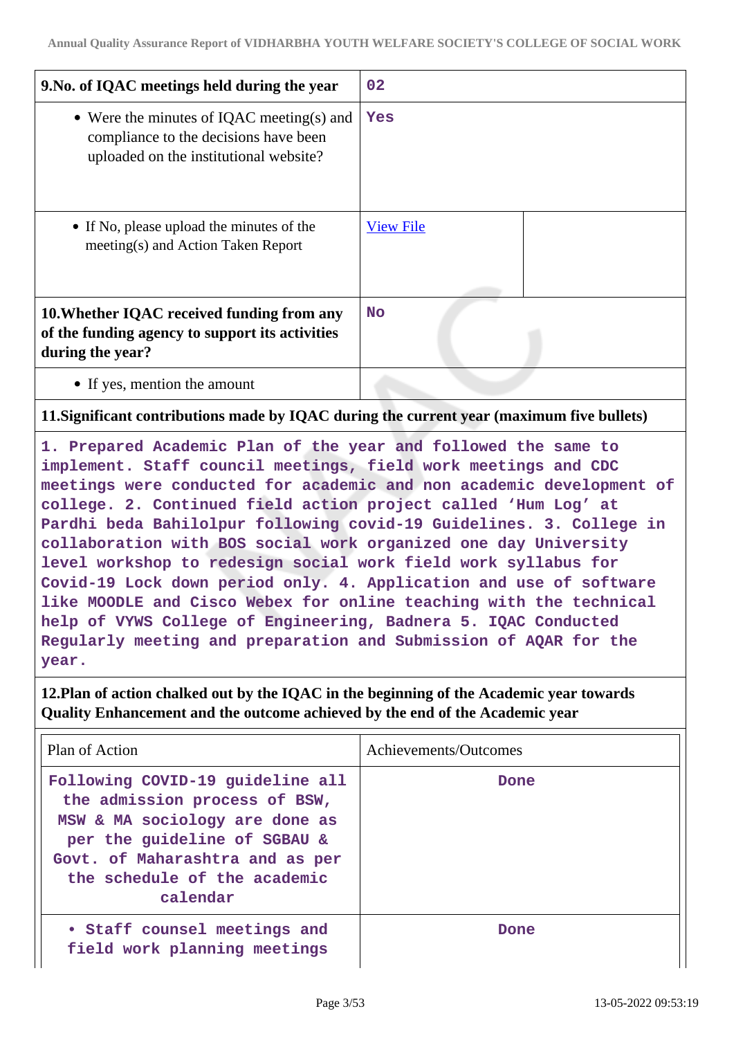| 9.No. of IQAC meetings held during the year | 02 |
|---|---|
| • Were the minutes of IQAC meeting(s) and compliance to the decisions have been uploaded on the institutional website? | Yes |
| • If No, please upload the minutes of the meeting(s) and Action Taken Report | View File |
| **10.Whether IQAC received funding from any of the funding agency to support its activities during the year?** | No |
| • If yes, mention the amount | |

**11.Significant contributions made by IQAC during the current year (maximum five bullets)**

1. Prepared Academic Plan of the year and followed the same to implement. Staff council meetings, field work meetings and CDC meetings were conducted for academic and non academic development of college. 2. Continued field action project called 'Hum Log' at Pardhi beda Bahilolpur following covid-19 Guidelines. 3. College in collaboration with BOS social work organized one day University level workshop to redesign social work field work syllabus for Covid-19 Lock down period only. 4. Application and use of software like MOODLE and Cisco Webex for online teaching with the technical help of VYWS College of Engineering, Badnera 5. IQAC Conducted Regularly meeting and preparation and Submission of AQAR for the year.

**12.Plan of action chalked out by the IQAC in the beginning of the Academic year towards Quality Enhancement and the outcome achieved by the end of the Academic year**

| Plan of Action | Achievements/Outcomes |
|---|---|
| Following COVID-19 guideline all the admission process of BSW, MSW & MA sociology are done as per the guideline of SGBAU & Govt. of Maharashtra and as per the schedule of the academic calendar | Done |
| • Staff counsel meetings and field work planning meetings | Done |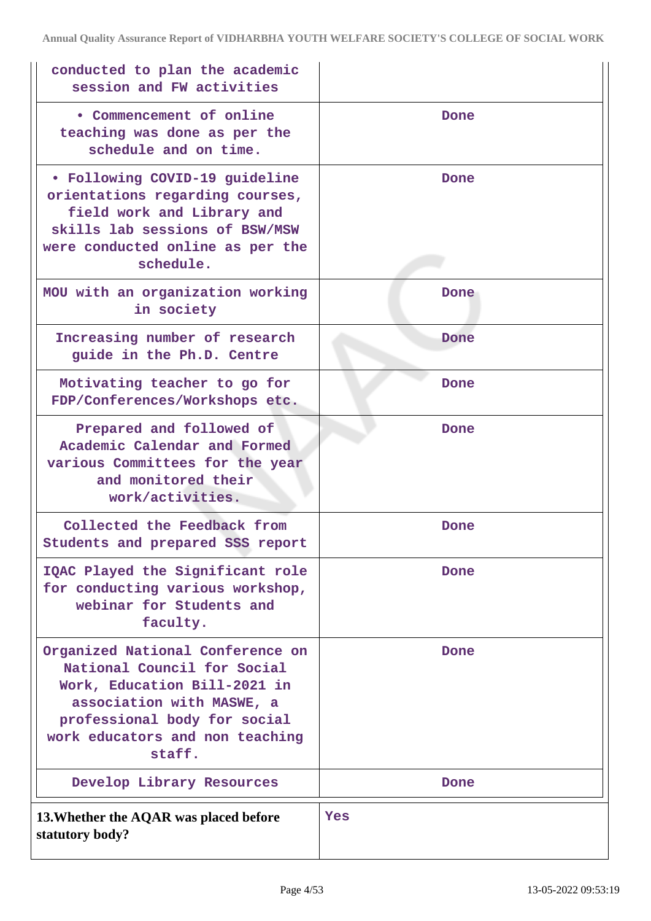| | |
|---|---|
| conducted to plan the academic session and FW activities | |
| • Commencement of online teaching was done as per the schedule and on time. | Done |
| • Following COVID-19 guideline orientations regarding courses, field work and Library and skills lab sessions of BSW/MSW were conducted online as per the schedule. | Done |
| MOU with an organization working in society | Done |
| Increasing number of research guide in the Ph.D. Centre | Done |
| Motivating teacher to go for FDP/Conferences/Workshops etc. | Done |
| Prepared and followed of Academic Calendar and Formed various Committees for the year and monitored their work/activities. | Done |
| Collected the Feedback from Students and prepared SSS report | Done |
| IQAC Played the Significant role for conducting various workshop, webinar for Students and faculty. | Done |
| Organized National Conference on National Council for Social Work, Education Bill-2021 in association with MASWE, a professional body for social work educators and non teaching staff. | Done |
| Develop Library Resources | Done |

| | |
|---|---|
| **13.Whether the AQAR was placed before statutory body?** | Yes |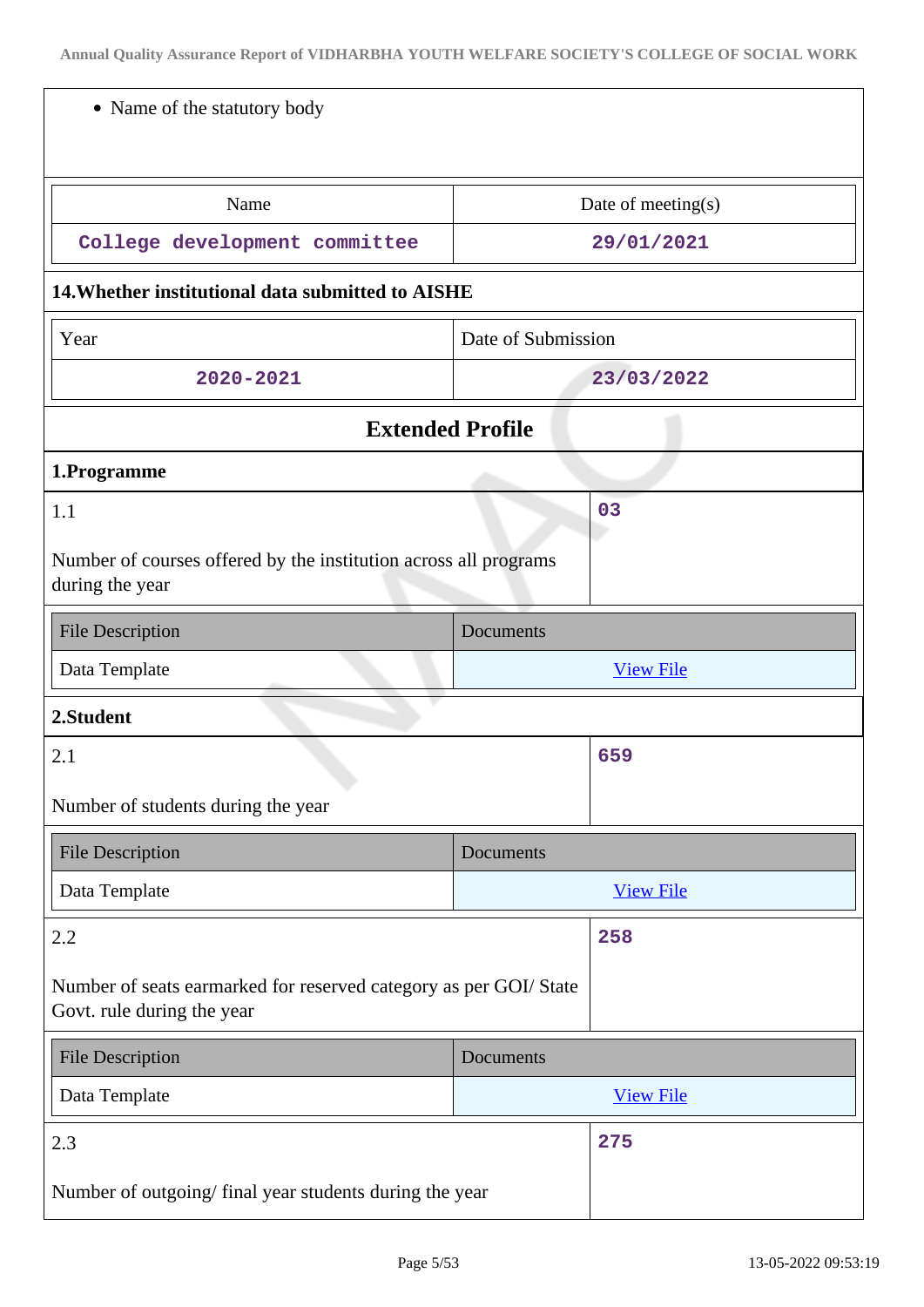- Name of the statutory body

| Name | Date of meeting(s) |
|---|---|
| College development committee | 29/01/2021 |

**14.Whether institutional data submitted to AISHE**

| Year | Date of Submission |
|---|---|
| 2020-2021 | 23/03/2022 |

## Extended Profile

### 1.Programme

| 1.1 Number of courses offered by the institution across all programs during the year | 03 |
|---|---|

| File Description | Documents |
|---|---|
| Data Template | View File |

### 2.Student

| 2.1 Number of students during the year | 659 |
|---|---|

| File Description | Documents |
|---|---|
| Data Template | View File |

| 2.2 Number of seats earmarked for reserved category as per GOI/ State Govt. rule during the year | 258 |
|---|---|

| File Description | Documents |
|---|---|
| Data Template | View File |

| 2.3 Number of outgoing/ final year students during the year | 275 |
|---|---|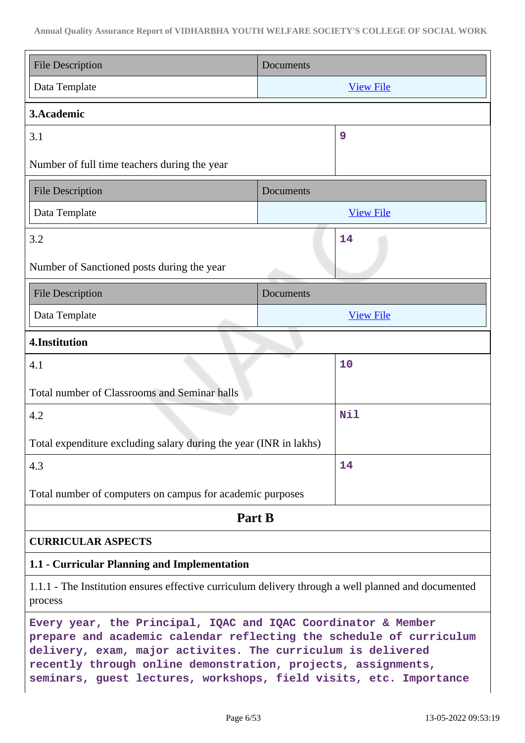| File Description | Documents |
|---|---|
| Data Template | View File |

**3.Academic**

| | |
|---|---|
| 3.1<br><br>Number of full time teachers during the year | 9 |

| File Description | Documents |
|---|---|
| Data Template | View File |

| | |
|---|---|
| 3.2<br><br>Number of Sanctioned posts during the year | 14 |

| File Description | Documents |
|---|---|
| Data Template | View File |

**4.Institution**

| | |
|---|---|
| 4.1<br><br>Total number of Classrooms and Seminar halls | 10 |
| 4.2<br><br>Total expenditure excluding salary during the year (INR in lakhs) | Nil |
| 4.3<br><br>Total number of computers on campus for academic purposes | 14 |

## Part B

**CURRICULAR ASPECTS**

**1.1 - Curricular Planning and Implementation**

1.1.1 - The Institution ensures effective curriculum delivery through a well planned and documented process

Every year, the Principal, IQAC and IQAC Coordinator & Member prepare and academic calendar reflecting the schedule of curriculum delivery, exam, major activites. The curriculum is delivered recently through online demonstration, projects, assignments, seminars, guest lectures, workshops, field visits, etc. Importance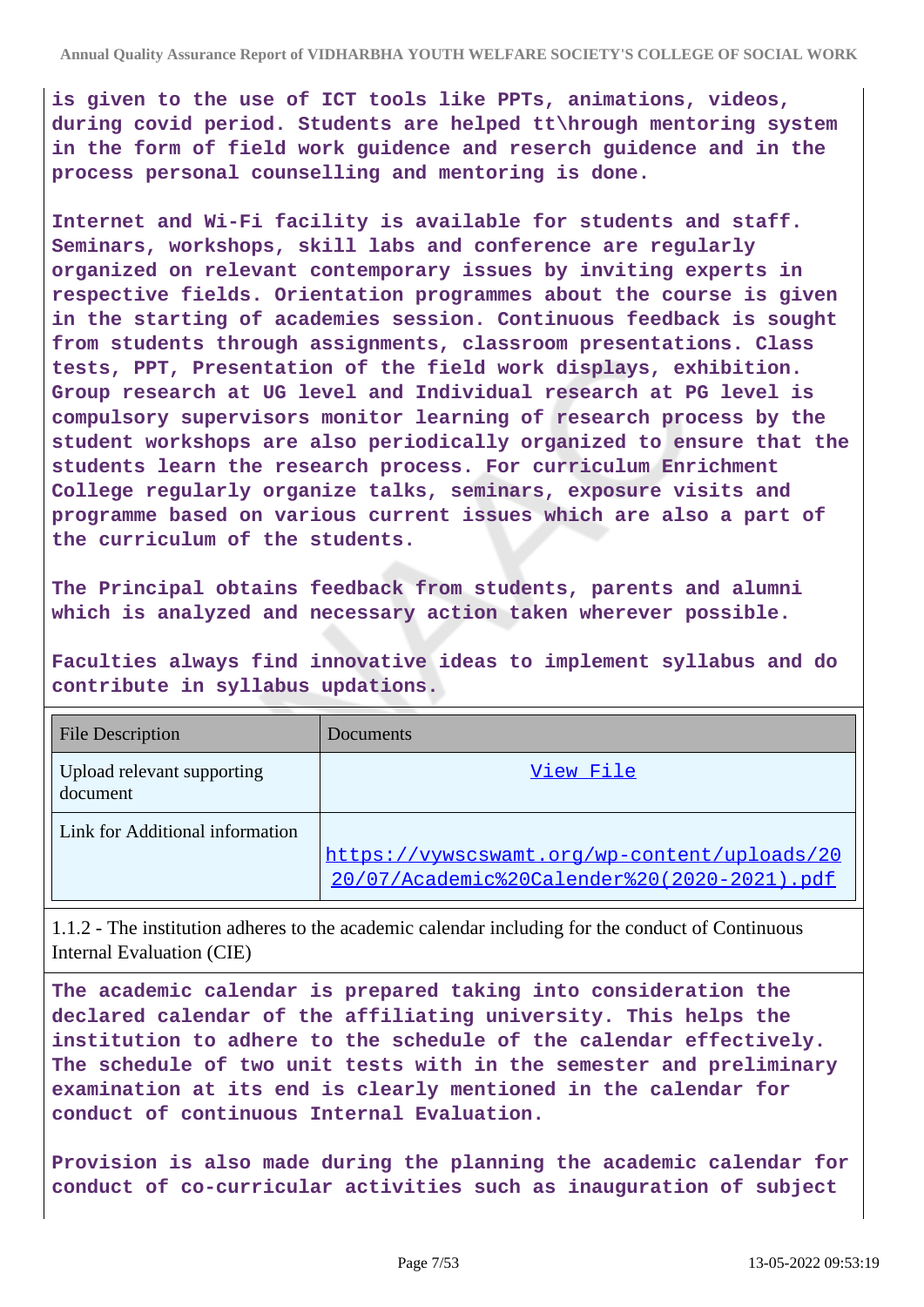**is given to the use of ICT tools like PPTs, animations, videos, during covid period. Students are helped tt\hrough mentoring system in the form of field work guidence and reserch guidence and in the process personal counselling and mentoring is done.**

**Internet and Wi-Fi facility is available for students and staff. Seminars, workshops, skill labs and conference are regularly organized on relevant contemporary issues by inviting experts in respective fields. Orientation programmes about the course is given in the starting of academies session. Continuous feedback is sought from students through assignments, classroom presentations. Class tests, PPT, Presentation of the field work displays, exhibition. Group research at UG level and Individual research at PG level is compulsory supervisors monitor learning of research process by the student workshops are also periodically organized to ensure that the students learn the research process. For curriculum Enrichment College regularly organize talks, seminars, exposure visits and programme based on various current issues which are also a part of the curriculum of the students.**

**The Principal obtains feedback from students, parents and alumni which is analyzed and necessary action taken wherever possible.**

**Faculties always find innovative ideas to implement syllabus and do contribute in syllabus updations.**

| File Description | Documents |
|---|---|
| Upload relevant supporting document | View File |
| Link for Additional information | https://vywscswamt.org/wp-content/uploads/2020/07/Academic%20Calender%20(2020-2021).pdf |

1.1.2 - The institution adheres to the academic calendar including for the conduct of Continuous Internal Evaluation (CIE)

**The academic calendar is prepared taking into consideration the declared calendar of the affiliating university. This helps the institution to adhere to the schedule of the calendar effectively. The schedule of two unit tests with in the semester and preliminary examination at its end is clearly mentioned in the calendar for conduct of continuous Internal Evaluation.**

**Provision is also made during the planning the academic calendar for conduct of co-curricular activities such as inauguration of subject**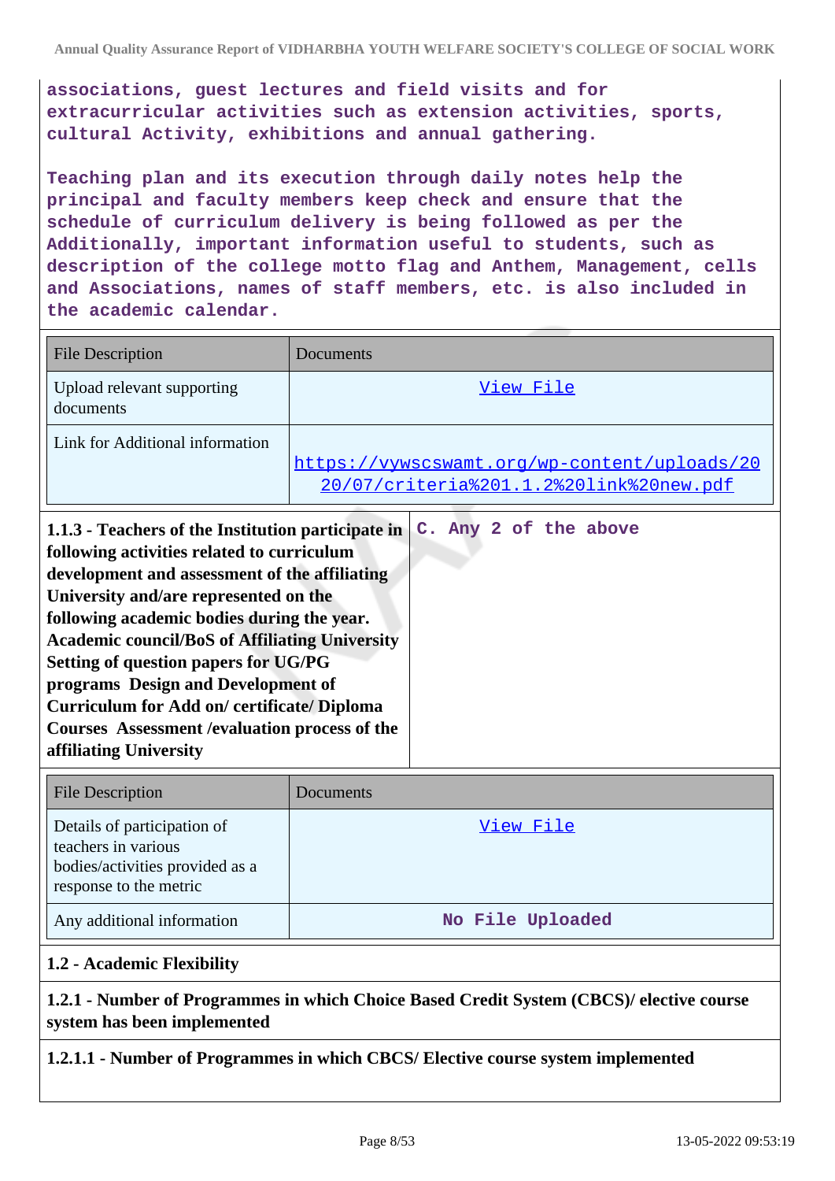associations, guest lectures and field visits and for extracurricular activities such as extension activities, sports, cultural Activity, exhibitions and annual gathering.

Teaching plan and its execution through daily notes help the principal and faculty members keep check and ensure that the schedule of curriculum delivery is being followed as per the Additionally, important information useful to students, such as description of the college motto flag and Anthem, Management, cells and Associations, names of staff members, etc. is also included in the academic calendar.

| File Description | Documents |
|---|---|
| Upload relevant supporting documents | View File |
| Link for Additional information | https://vywscswamt.org/wp-content/uploads/2020/07/criteria%201.1.2%20link%20new.pdf |

| **1.1.3 - Teachers of the Institution participate in following activities related to curriculum development and assessment of the affiliating University and/are represented on the following academic bodies during the year. Academic council/BoS of Affiliating University Setting of question papers for UG/PG programs Design and Development of Curriculum for Add on/ certificate/ Diploma Courses Assessment /evaluation process of the affiliating University** | C. Any 2 of the above |
|---|---|

| File Description | Documents |
|---|---|
| Details of participation of teachers in various bodies/activities provided as a response to the metric | View File |
| Any additional information | No File Uploaded |

**1.2 - Academic Flexibility**

**1.2.1 - Number of Programmes in which Choice Based Credit System (CBCS)/ elective course system has been implemented**

**1.2.1.1 - Number of Programmes in which CBCS/ Elective course system implemented**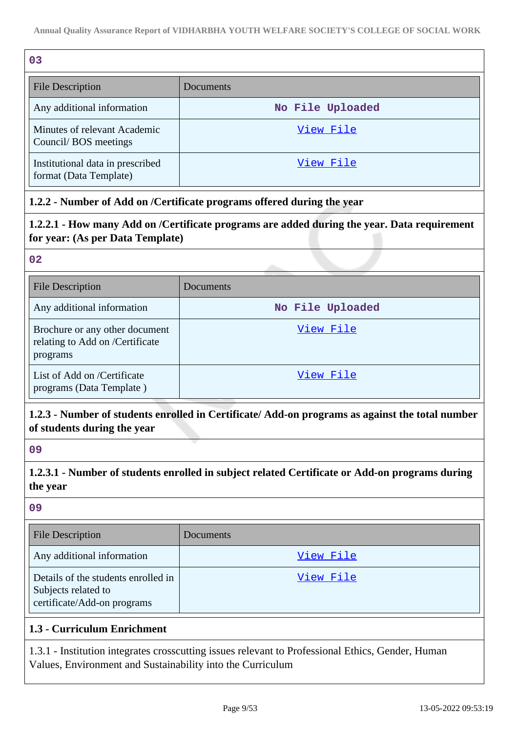03

| File Description | Documents |
|---|---|
| Any additional information | No File Uploaded |
| Minutes of relevant Academic Council/ BOS meetings | View File |
| Institutional data in prescribed format (Data Template) | View File |

**1.2.2 - Number of Add on /Certificate programs offered during the year**

**1.2.2.1 - How many Add on /Certificate programs are added during the year. Data requirement for year: (As per Data Template)**

02

| File Description | Documents |
|---|---|
| Any additional information | No File Uploaded |
| Brochure or any other document relating to Add on /Certificate programs | View File |
| List of Add on /Certificate programs (Data Template ) | View File |

**1.2.3 - Number of students enrolled in Certificate/ Add-on programs as against the total number of students during the year**

09

**1.2.3.1 - Number of students enrolled in subject related Certificate or Add-on programs during the year**

09

| File Description | Documents |
|---|---|
| Any additional information | View File |
| Details of the students enrolled in Subjects related to certificate/Add-on programs | View File |

**1.3 - Curriculum Enrichment**

1.3.1 - Institution integrates crosscutting issues relevant to Professional Ethics, Gender, Human Values, Environment and Sustainability into the Curriculum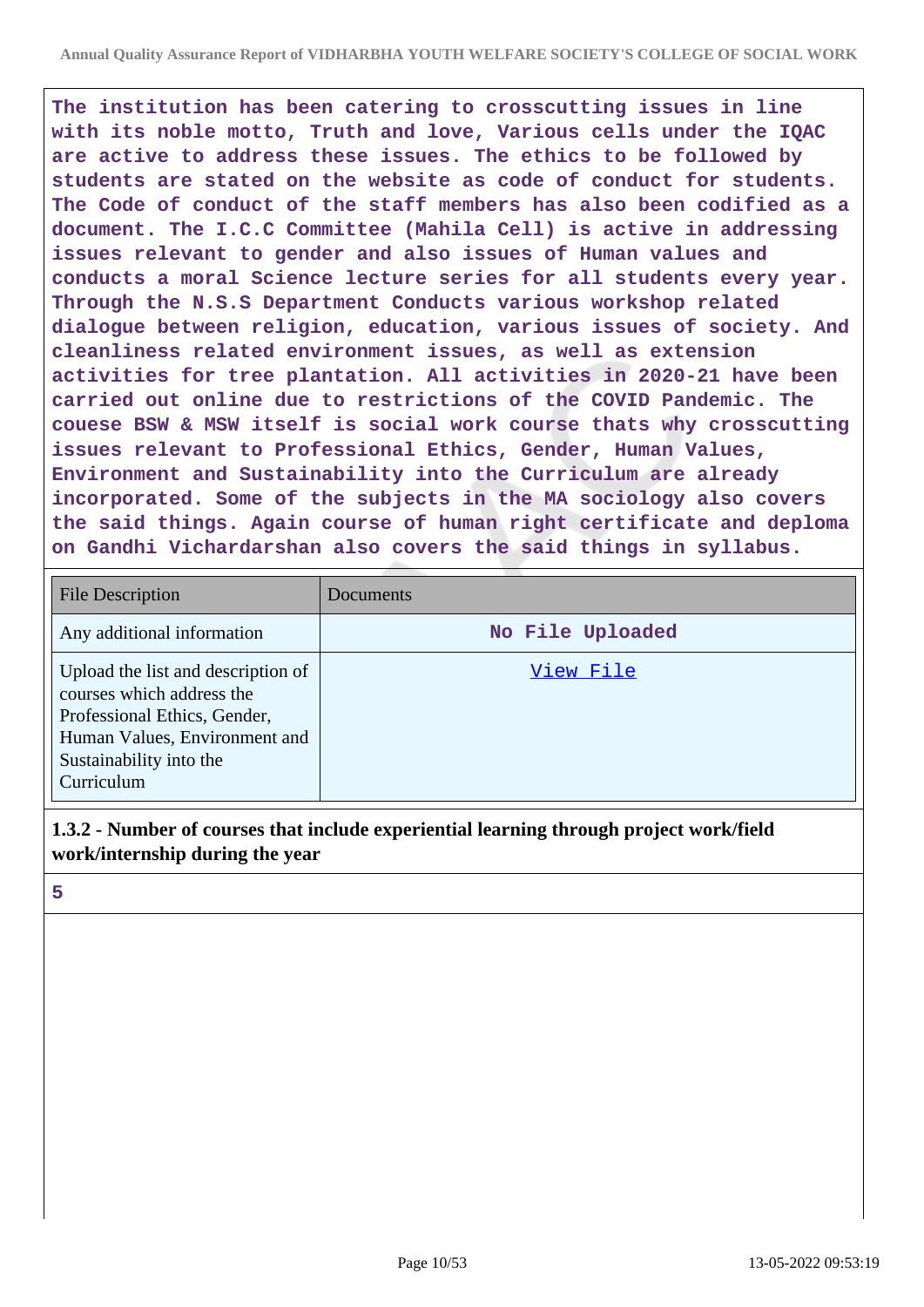**The institution has been catering to crosscutting issues in line with its noble motto, Truth and love, Various cells under the IQAC are active to address these issues. The ethics to be followed by students are stated on the website as code of conduct for students. The Code of conduct of the staff members has also been codified as a document. The I.C.C Committee (Mahila Cell) is active in addressing issues relevant to gender and also issues of Human values and conducts a moral Science lecture series for all students every year. Through the N.S.S Department Conducts various workshop related dialogue between religion, education, various issues of society. And cleanliness related environment issues, as well as extension activities for tree plantation. All activities in 2020-21 have been carried out online due to restrictions of the COVID Pandemic. The couese BSW & MSW itself is social work course thats why crosscutting issues relevant to Professional Ethics, Gender, Human Values, Environment and Sustainability into the Curriculum are already incorporated. Some of the subjects in the MA sociology also covers the said things. Again course of human right certificate and deploma on Gandhi Vichardarshan also covers the said things in syllabus.**

| File Description | Documents |
|---|---|
| Any additional information | No File Uploaded |
| Upload the list and description of courses which address the Professional Ethics, Gender, Human Values, Environment and Sustainability into the Curriculum | View File |

**1.3.2 - Number of courses that include experiential learning through project work/field work/internship during the year**

**5**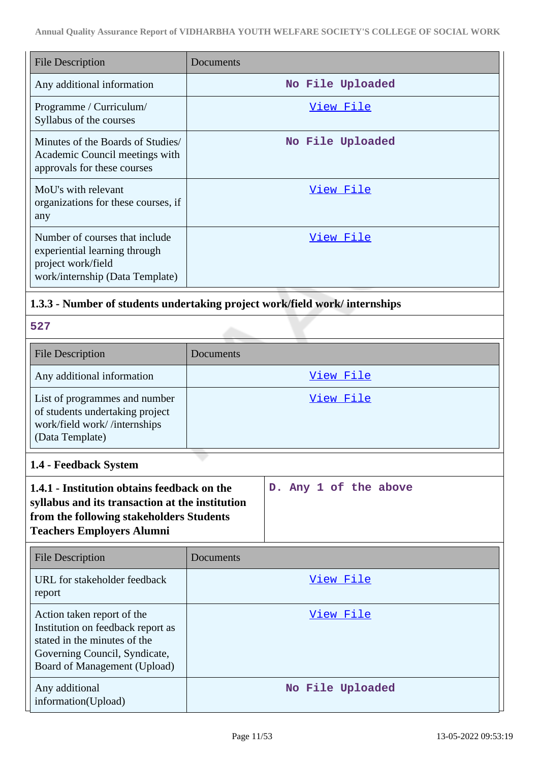| File Description | Documents |
|---|---|
| Any additional information | No File Uploaded |
| Programme / Curriculum/ Syllabus of the courses | View File |
| Minutes of the Boards of Studies/ Academic Council meetings with approvals for these courses | No File Uploaded |
| MoU's with relevant organizations for these courses, if any | View File |
| Number of courses that include experiential learning through project work/field work/internship (Data Template) | View File |

**1.3.3 - Number of students undertaking project work/field work/ internships**

527

| File Description | Documents |
|---|---|
| Any additional information | View File |
| List of programmes and number of students undertaking project work/field work/ /internships (Data Template) | View File |

## 1.4 - Feedback System

| **1.4.1 - Institution obtains feedback on the syllabus and its transaction at the institution from the following stakeholders Students Teachers Employers Alumni** | D. Any 1 of the above |
|---|---|

| File Description | Documents |
|---|---|
| URL for stakeholder feedback report | View File |
| Action taken report of the Institution on feedback report as stated in the minutes of the Governing Council, Syndicate, Board of Management (Upload) | View File |
| Any additional information(Upload) | No File Uploaded |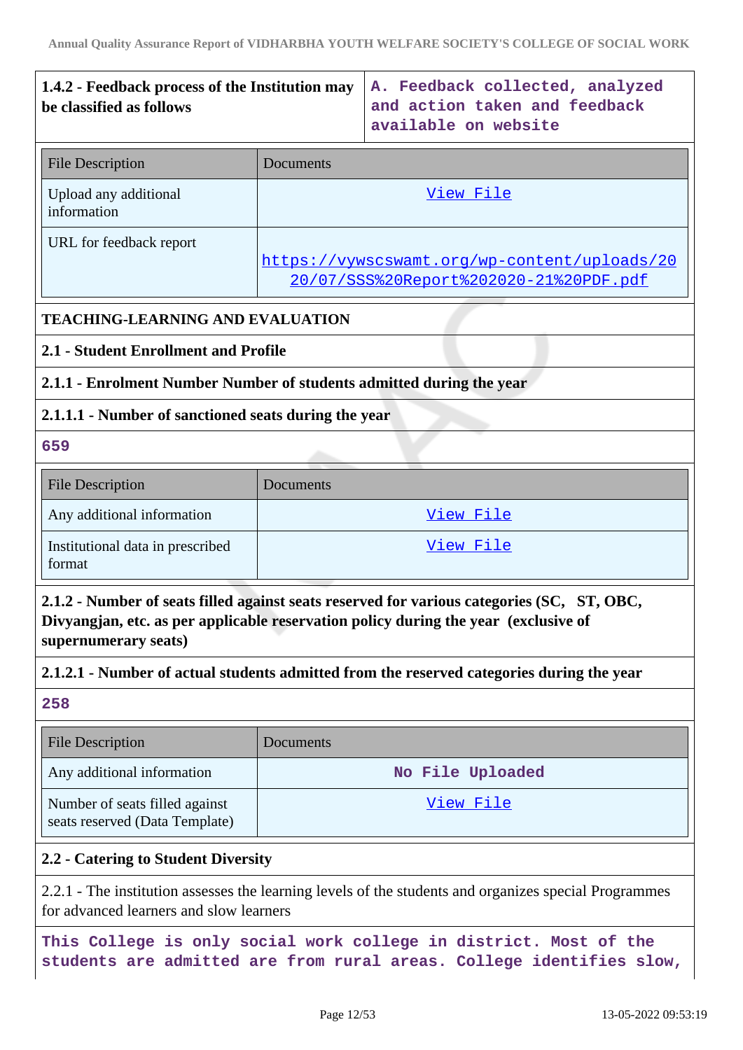| 1.4.2 - Feedback process of the Institution may be classified as follows | A. Feedback collected, analyzed and action taken and feedback available on website |
|---|---|

| File Description | Documents |
|---|---|
| Upload any additional information | View File |
| URL for feedback report | https://vywscswamt.org/wp-content/uploads/2020/07/SSS%20Report%202020-21%20PDF.pdf |

## TEACHING-LEARNING AND EVALUATION

### 2.1 - Student Enrollment and Profile

#### 2.1.1 - Enrolment Number Number of students admitted during the year

#### 2.1.1.1 - Number of sanctioned seats during the year

659

| File Description | Documents |
|---|---|
| Any additional information | View File |
| Institutional data in prescribed format | View File |

#### 2.1.2 - Number of seats filled against seats reserved for various categories (SC, ST, OBC, Divyangjan, etc. as per applicable reservation policy during the year (exclusive of supernumerary seats)

#### 2.1.2.1 - Number of actual students admitted from the reserved categories during the year

258

| File Description | Documents |
|---|---|
| Any additional information | No File Uploaded |
| Number of seats filled against seats reserved (Data Template) | View File |

### 2.2 - Catering to Student Diversity

2.2.1 - The institution assesses the learning levels of the students and organizes special Programmes for advanced learners and slow learners

This College is only social work college in district. Most of the students are admitted are from rural areas. College identifies slow,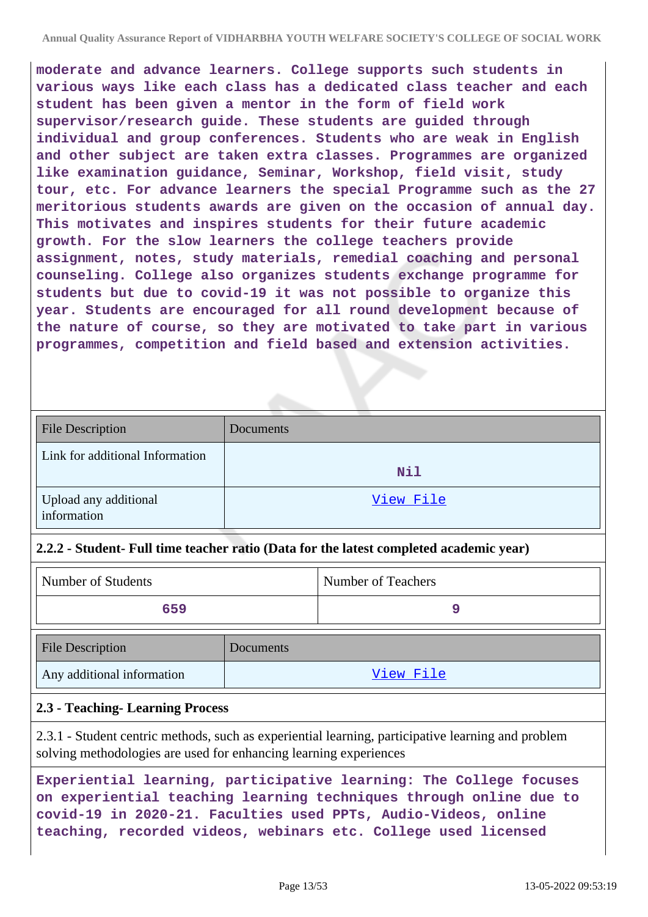moderate and advance learners. College supports such students in various ways like each class has a dedicated class teacher and each student has been given a mentor in the form of field work supervisor/research guide. These students are guided through individual and group conferences. Students who are weak in English and other subject are taken extra classes. Programmes are organized like examination guidance, Seminar, Workshop, field visit, study tour, etc. For advance learners the special Programme such as the 27 meritorious students awards are given on the occasion of annual day. This motivates and inspires students for their future academic growth. For the slow learners the college teachers provide assignment, notes, study materials, remedial coaching and personal counseling. College also organizes students exchange programme for students but due to covid-19 it was not possible to organize this year. Students are encouraged for all round development because of the nature of course, so they are motivated to take part in various programmes, competition and field based and extension activities.

| File Description | Documents |
|---|---|
| Link for additional Information | Nil |
| Upload any additional information | View File |

**2.2.2 - Student- Full time teacher ratio (Data for the latest completed academic year)**

| Number of Students | Number of Teachers |
|---|---|
| 659 | 9 |

| File Description | Documents |
|---|---|
| Any additional information | View File |

**2.3 - Teaching- Learning Process**

2.3.1 - Student centric methods, such as experiential learning, participative learning and problem solving methodologies are used for enhancing learning experiences

Experiential learning, participative learning: The College focuses on experiential teaching learning techniques through online due to covid-19 in 2020-21. Faculties used PPTs, Audio-Videos, online teaching, recorded videos, webinars etc. College used licensed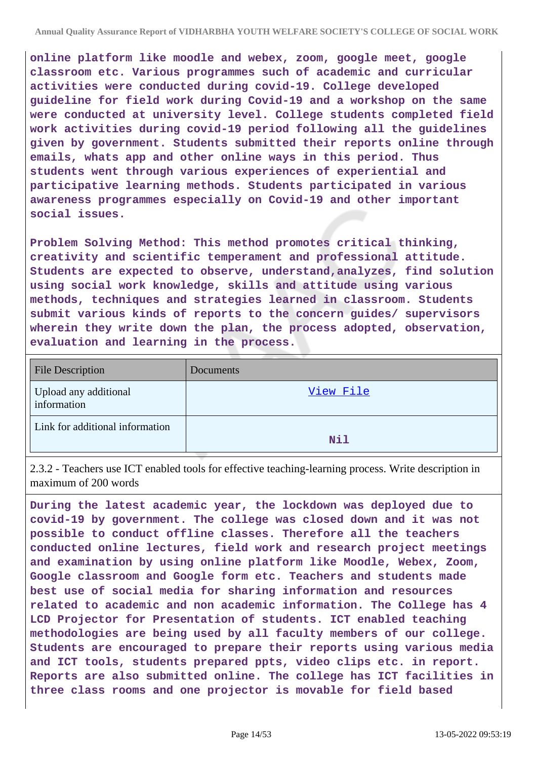**online platform like moodle and webex, zoom, google meet, google classroom etc. Various programmes such of academic and curricular activities were conducted during covid-19. College developed guideline for field work during Covid-19 and a workshop on the same were conducted at university level. College students completed field work activities during covid-19 period following all the guidelines given by government. Students submitted their reports online through emails, whats app and other online ways in this period. Thus students went through various experiences of experiential and participative learning methods. Students participated in various awareness programmes especially on Covid-19 and other important social issues.**

**Problem Solving Method: This method promotes critical thinking, creativity and scientific temperament and professional attitude. Students are expected to observe, understand,analyzes, find solution using social work knowledge, skills and attitude using various methods, techniques and strategies learned in classroom. Students submit various kinds of reports to the concern guides/ supervisors wherein they write down the plan, the process adopted, observation, evaluation and learning in the process.**

| File Description | Documents |
|---|---|
| Upload any additional information | View File |
| Link for additional information | Nil |

2.3.2 - Teachers use ICT enabled tools for effective teaching-learning process. Write description in maximum of 200 words

**During the latest academic year, the lockdown was deployed due to covid-19 by government. The college was closed down and it was not possible to conduct offline classes. Therefore all the teachers conducted online lectures, field work and research project meetings and examination by using online platform like Moodle, Webex, Zoom, Google classroom and Google form etc. Teachers and students made best use of social media for sharing information and resources related to academic and non academic information. The College has 4 LCD Projector for Presentation of students. ICT enabled teaching methodologies are being used by all faculty members of our college. Students are encouraged to prepare their reports using various media and ICT tools, students prepared ppts, video clips etc. in report. Reports are also submitted online. The college has ICT facilities in three class rooms and one projector is movable for field based**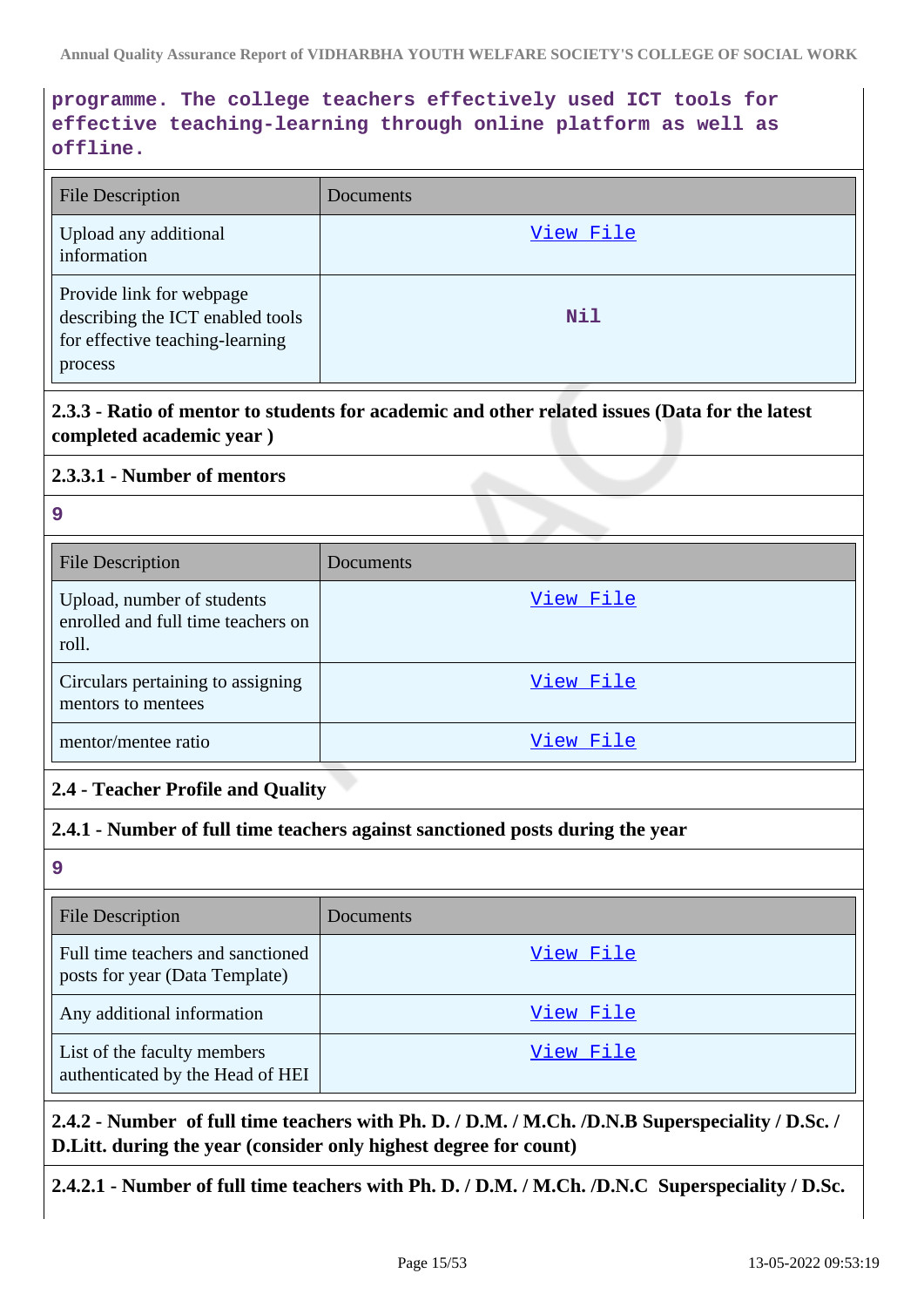programme. The college teachers effectively used ICT tools for effective teaching-learning through online platform as well as offline.

| File Description | Documents |
|---|---|
| Upload any additional information | View File |
| Provide link for webpage describing the ICT enabled tools for effective teaching-learning process | Nil |

**2.3.3 - Ratio of mentor to students for academic and other related issues (Data for the latest completed academic year )**

**2.3.3.1 - Number of mentors**

9

| File Description | Documents |
|---|---|
| Upload, number of students enrolled and full time teachers on roll. | View File |
| Circulars pertaining to assigning mentors to mentees | View File |
| mentor/mentee ratio | View File |

**2.4 - Teacher Profile and Quality**

**2.4.1 - Number of full time teachers against sanctioned posts during the year**

9

| File Description | Documents |
|---|---|
| Full time teachers and sanctioned posts for year (Data Template) | View File |
| Any additional information | View File |
| List of the faculty members authenticated by the Head of HEI | View File |

**2.4.2 - Number of full time teachers with Ph. D. / D.M. / M.Ch. /D.N.B Superspeciality / D.Sc. / D.Litt. during the year (consider only highest degree for count)**

**2.4.2.1 - Number of full time teachers with Ph. D. / D.M. / M.Ch. /D.N.C Superspeciality / D.Sc.**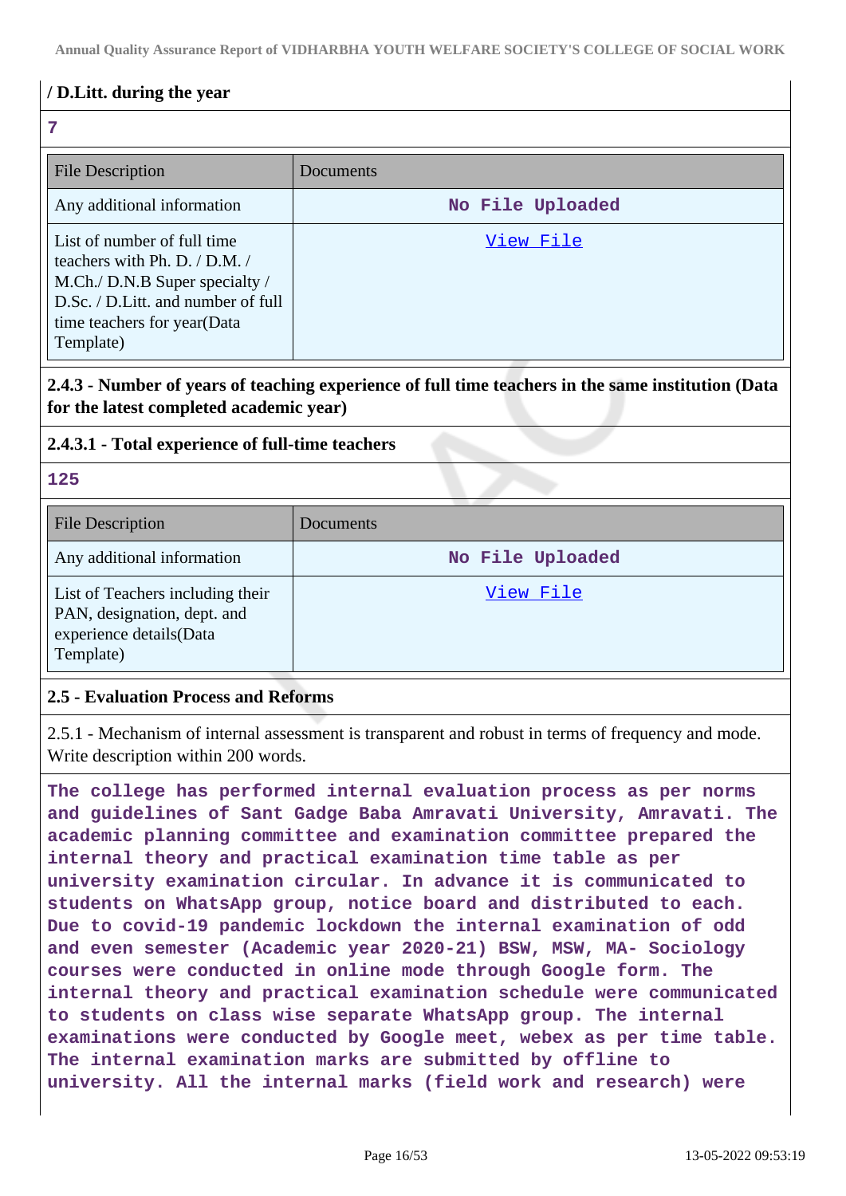**/ D.Litt. during the year**

**7**

| File Description | Documents |
| --- | --- |
| Any additional information | No File Uploaded |
| List of number of full time teachers with Ph. D. / D.M. / M.Ch./ D.N.B Super specialty / D.Sc. / D.Litt. and number of full time teachers for year(Data Template) | View File |

**2.4.3 - Number of years of teaching experience of full time teachers in the same institution (Data for the latest completed academic year)**

**2.4.3.1 - Total experience of full-time teachers**

**125**

| File Description | Documents |
| --- | --- |
| Any additional information | No File Uploaded |
| List of Teachers including their PAN, designation, dept. and experience details(Data Template) | View File |

**2.5 - Evaluation Process and Reforms**

2.5.1 - Mechanism of internal assessment is transparent and robust in terms of frequency and mode. Write description within 200 words.

**The college has performed internal evaluation process as per norms and guidelines of Sant Gadge Baba Amravati University, Amravati. The academic planning committee and examination committee prepared the internal theory and practical examination time table as per university examination circular. In advance it is communicated to students on WhatsApp group, notice board and distributed to each. Due to covid-19 pandemic lockdown the internal examination of odd and even semester (Academic year 2020-21) BSW, MSW, MA- Sociology courses were conducted in online mode through Google form. The internal theory and practical examination schedule were communicated to students on class wise separate WhatsApp group. The internal examinations were conducted by Google meet, webex as per time table. The internal examination marks are submitted by offline to university. All the internal marks (field work and research) were**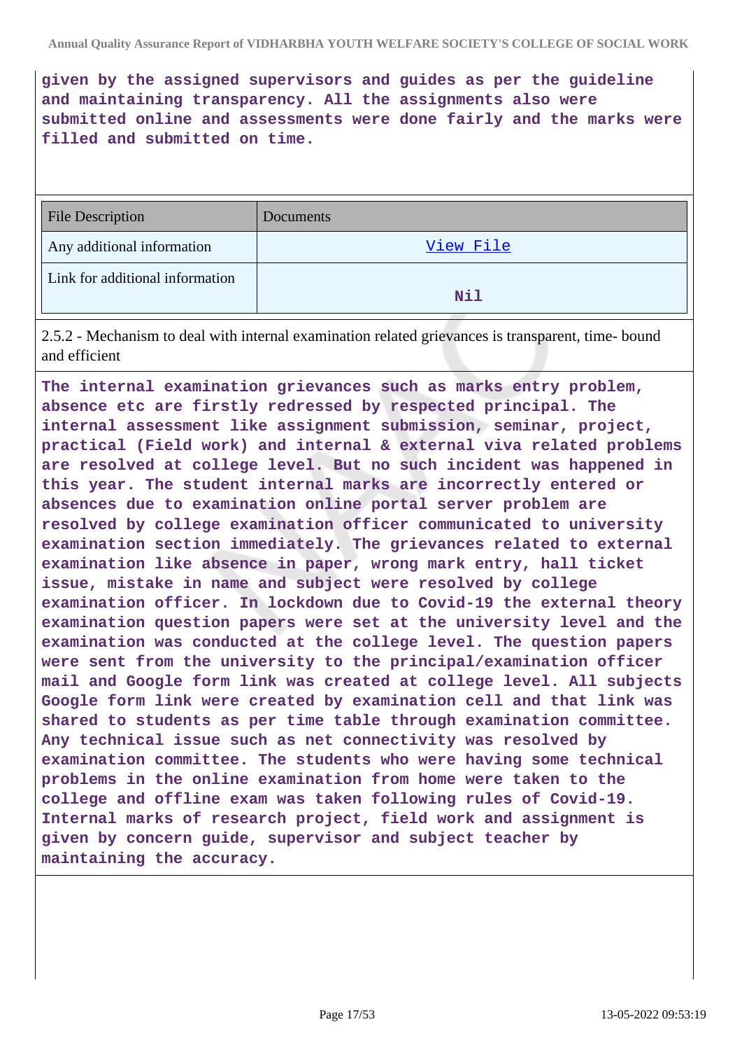**given by the assigned supervisors and guides as per the guideline and maintaining transparency. All the assignments also were submitted online and assessments were done fairly and the marks were filled and submitted on time.**

| File Description | Documents |
| --- | --- |
| Any additional information | View File |
| Link for additional information | Nil |

2.5.2 - Mechanism to deal with internal examination related grievances is transparent, time- bound and efficient

**The internal examination grievances such as marks entry problem, absence etc are firstly redressed by respected principal. The internal assessment like assignment submission, seminar, project, practical (Field work) and internal & external viva related problems are resolved at college level. But no such incident was happened in this year. The student internal marks are incorrectly entered or absences due to examination online portal server problem are resolved by college examination officer communicated to university examination section immediately. The grievances related to external examination like absence in paper, wrong mark entry, hall ticket issue, mistake in name and subject were resolved by college examination officer. In lockdown due to Covid-19 the external theory examination question papers were set at the university level and the examination was conducted at the college level. The question papers were sent from the university to the principal/examination officer mail and Google form link was created at college level. All subjects Google form link were created by examination cell and that link was shared to students as per time table through examination committee. Any technical issue such as net connectivity was resolved by examination committee. The students who were having some technical problems in the online examination from home were taken to the college and offline exam was taken following rules of Covid-19. Internal marks of research project, field work and assignment is given by concern guide, supervisor and subject teacher by maintaining the accuracy.**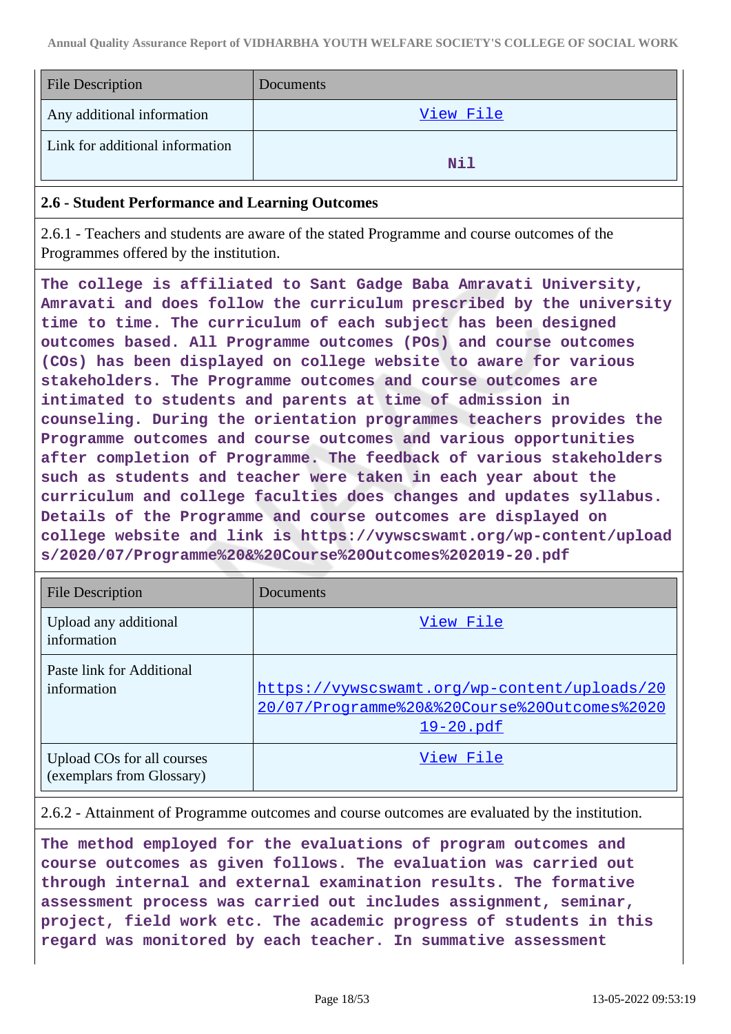| File Description | Documents |
| --- | --- |
| Any additional information | View File |
| Link for additional information | Nil |

## 2.6 - Student Performance and Learning Outcomes

2.6.1 - Teachers and students are aware of the stated Programme and course outcomes of the Programmes offered by the institution.

The college is affiliated to Sant Gadge Baba Amravati University, Amravati and does follow the curriculum prescribed by the university time to time. The curriculum of each subject has been designed outcomes based. All Programme outcomes (POs) and course outcomes (COs) has been displayed on college website to aware for various stakeholders. The Programme outcomes and course outcomes are intimated to students and parents at time of admission in counseling. During the orientation programmes teachers provides the Programme outcomes and course outcomes and various opportunities after completion of Programme. The feedback of various stakeholders such as students and teacher were taken in each year about the curriculum and college faculties does changes and updates syllabus. Details of the Programme and course outcomes are displayed on college website and link is https://vywscswamt.org/wp-content/uploads/2020/07/Programme%20&%20Course%20Outcomes%202019-20.pdf

| File Description | Documents |
| --- | --- |
| Upload any additional information | View File |
| Paste link for Additional information | https://vywscswamt.org/wp-content/uploads/2020/07/Programme%20&%20Course%20Outcomes%202019-20.pdf |
| Upload COs for all courses (exemplars from Glossary) | View File |

2.6.2 - Attainment of Programme outcomes and course outcomes are evaluated by the institution.

The method employed for the evaluations of program outcomes and course outcomes as given follows. The evaluation was carried out through internal and external examination results. The formative assessment process was carried out includes assignment, seminar, project, field work etc. The academic progress of students in this regard was monitored by each teacher. In summative assessment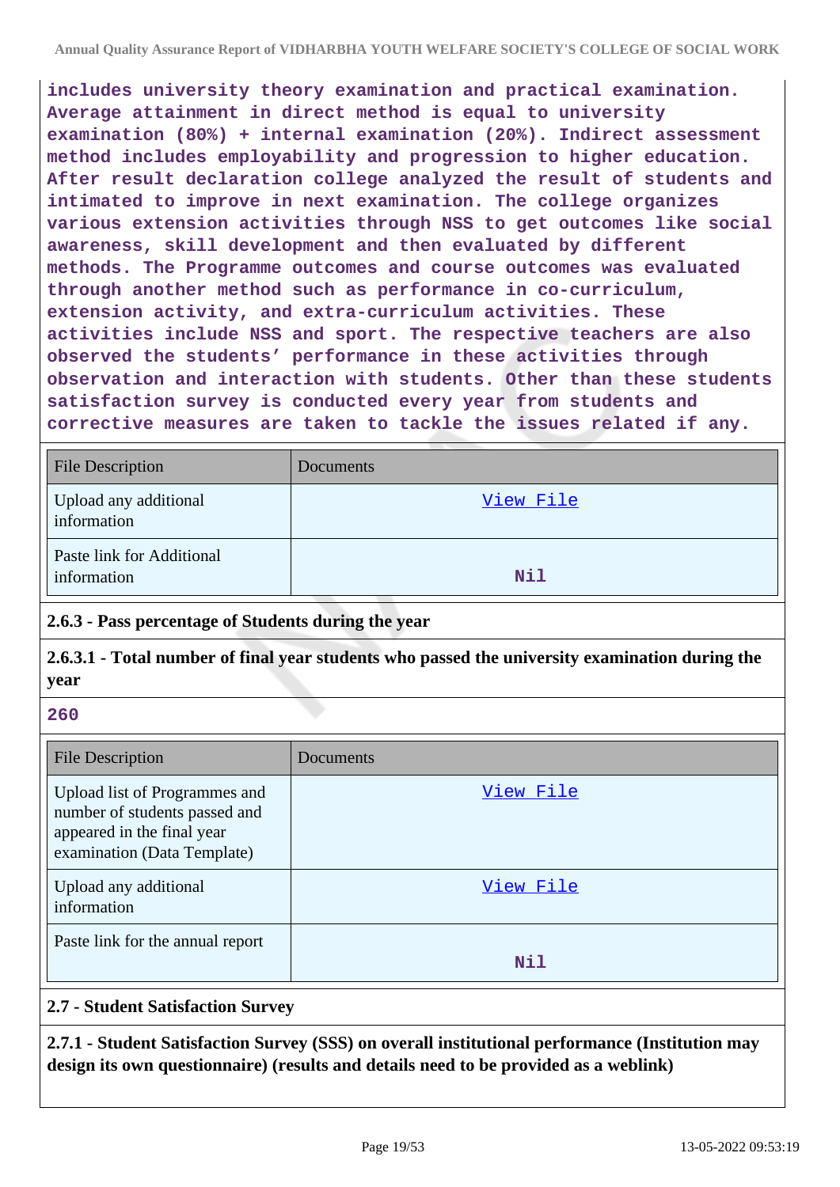includes university theory examination and practical examination. Average attainment in direct method is equal to university examination (80%) + internal examination (20%). Indirect assessment method includes employability and progression to higher education. After result declaration college analyzed the result of students and intimated to improve in next examination. The college organizes various extension activities through NSS to get outcomes like social awareness, skill development and then evaluated by different methods. The Programme outcomes and course outcomes was evaluated through another method such as performance in co-curriculum, extension activity, and extra-curriculum activities. These activities include NSS and sport. The respective teachers are also observed the students' performance in these activities through observation and interaction with students. Other than these students satisfaction survey is conducted every year from students and corrective measures are taken to tackle the issues related if any.

| File Description | Documents |
|---|---|
| Upload any additional information | View File |
| Paste link for Additional information | Nil |

**2.6.3 - Pass percentage of Students during the year**

**2.6.3.1 - Total number of final year students who passed the university examination during the year**

260

| File Description | Documents |
|---|---|
| Upload list of Programmes and number of students passed and appeared in the final year examination (Data Template) | View File |
| Upload any additional information | View File |
| Paste link for the annual report | Nil |

**2.7 - Student Satisfaction Survey**

**2.7.1 - Student Satisfaction Survey (SSS) on overall institutional performance (Institution may design its own questionnaire) (results and details need to be provided as a weblink)**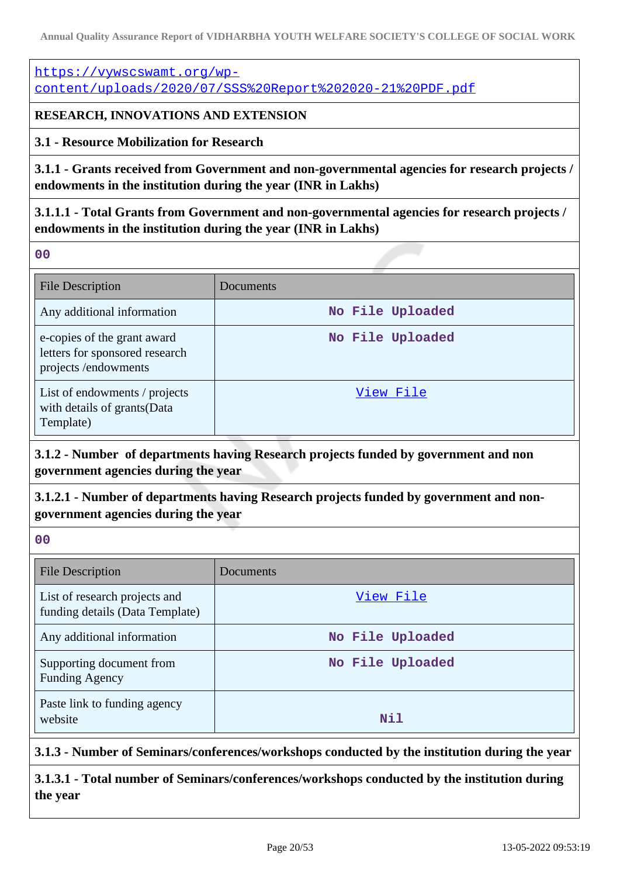https://vywscswamt.org/wp-content/uploads/2020/07/SSS%20Report%202020-21%20PDF.pdf

**RESEARCH, INNOVATIONS AND EXTENSION**

**3.1 - Resource Mobilization for Research**

**3.1.1 - Grants received from Government and non-governmental agencies for research projects / endowments in the institution during the year (INR in Lakhs)**

**3.1.1.1 - Total Grants from Government and non-governmental agencies for research projects / endowments in the institution during the year (INR in Lakhs)**

00

| File Description | Documents |
| --- | --- |
| Any additional information | No File Uploaded |
| e-copies of the grant award letters for sponsored research projects /endowments | No File Uploaded |
| List of endowments / projects with details of grants(Data Template) | View File |

**3.1.2 - Number of departments having Research projects funded by government and non government agencies during the year**

**3.1.2.1 - Number of departments having Research projects funded by government and non-government agencies during the year**

00

| File Description | Documents |
| --- | --- |
| List of research projects and funding details (Data Template) | View File |
| Any additional information | No File Uploaded |
| Supporting document from Funding Agency | No File Uploaded |
| Paste link to funding agency website | Nil |

**3.1.3 - Number of Seminars/conferences/workshops conducted by the institution during the year**

**3.1.3.1 - Total number of Seminars/conferences/workshops conducted by the institution during the year**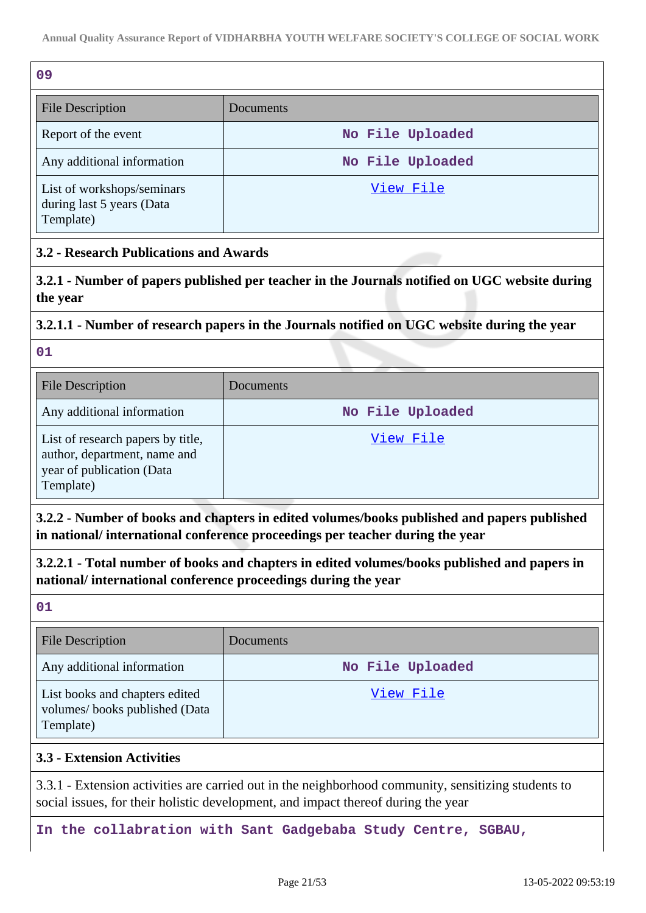09

| File Description | Documents |
|---|---|
| Report of the event | No File Uploaded |
| Any additional information | No File Uploaded |
| List of workshops/seminars during last 5 years (Data Template) | View File |

**3.2 - Research Publications and Awards**

**3.2.1 - Number of papers published per teacher in the Journals notified on UGC website during the year**

**3.2.1.1 - Number of research papers in the Journals notified on UGC website during the year**

01

| File Description | Documents |
|---|---|
| Any additional information | No File Uploaded |
| List of research papers by title, author, department, name and year of publication (Data Template) | View File |

**3.2.2 - Number of books and chapters in edited volumes/books published and papers published in national/ international conference proceedings per teacher during the year**

**3.2.2.1 - Total number of books and chapters in edited volumes/books published and papers in national/ international conference proceedings during the year**

01

| File Description | Documents |
|---|---|
| Any additional information | No File Uploaded |
| List books and chapters edited volumes/ books published (Data Template) | View File |

**3.3 - Extension Activities**

3.3.1 - Extension activities are carried out in the neighborhood community, sensitizing students to social issues, for their holistic development, and impact thereof during the year

In the collabration with Sant Gadgebaba Study Centre, SGBAU,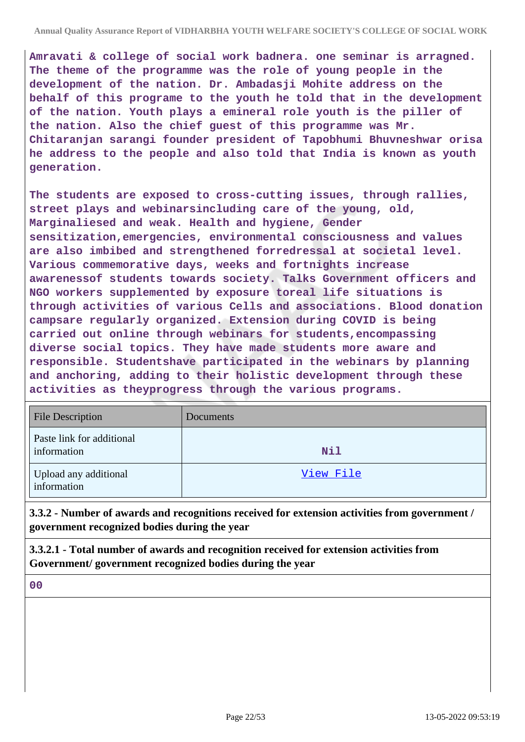Amravati & college of social work badnera. one seminar is arragned. The theme of the programme was the role of young people in the development of the nation. Dr. Ambadasji Mohite address on the behalf of this programe to the youth he told that in the development of the nation. Youth plays a emineral role youth is the piller of the nation. Also the chief guest of this programme was Mr. Chitaranjan sarangi founder president of Tapobhumi Bhuvneshwar orisa he address to the people and also told that India is known as youth generation.

The students are exposed to cross-cutting issues, through rallies, street plays and webinarsincluding care of the young, old, Marginaliesed and weak. Health and hygiene, Gender sensitization,emergencies, environmental consciousness and values are also imbibed and strengthened forredressal at societal level. Various commemorative days, weeks and fortnights increase awarenessof students towards society. Talks Government officers and NGO workers supplemented by exposure toreal life situations is through activities of various Cells and associations. Blood donation campsare regularly organized. Extension during COVID is being carried out online through webinars for students,encompassing diverse social topics. They have made students more aware and responsible. Studentshave participated in the webinars by planning and anchoring, adding to their holistic development through these activities as theyprogress through the various programs.

| File Description | Documents |
| --- | --- |
| Paste link for additional information | Nil |
| Upload any additional information | View File |

**3.3.2 - Number of awards and recognitions received for extension activities from government / government recognized bodies during the year**

**3.3.2.1 - Total number of awards and recognition received for extension activities from Government/ government recognized bodies during the year**

00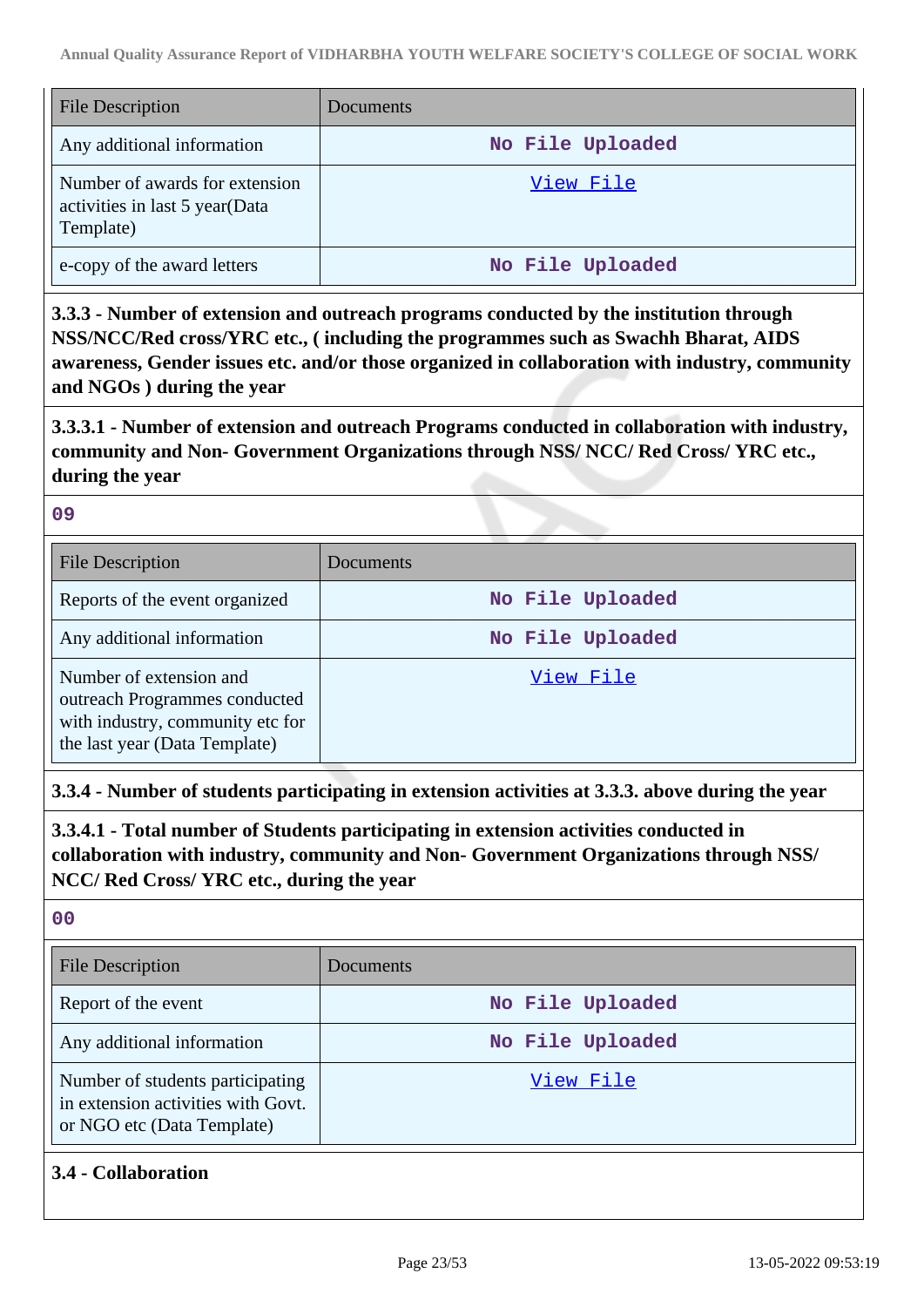| File Description | Documents |
|---|---|
| Any additional information | No File Uploaded |
| Number of awards for extension activities in last 5 year(Data Template) | View File |
| e-copy of the award letters | No File Uploaded |

**3.3.3 - Number of extension and outreach programs conducted by the institution through NSS/NCC/Red cross/YRC etc., ( including the programmes such as Swachh Bharat, AIDS awareness, Gender issues etc. and/or those organized in collaboration with industry, community and NGOs ) during the year**

**3.3.3.1 - Number of extension and outreach Programs conducted in collaboration with industry, community and Non- Government Organizations through NSS/ NCC/ Red Cross/ YRC etc., during the year**

09

| File Description | Documents |
|---|---|
| Reports of the event organized | No File Uploaded |
| Any additional information | No File Uploaded |
| Number of extension and outreach Programmes conducted with industry, community etc for the last year (Data Template) | View File |

**3.3.4 - Number of students participating in extension activities at 3.3.3. above during the year**

**3.3.4.1 - Total number of Students participating in extension activities conducted in collaboration with industry, community and Non- Government Organizations through NSS/ NCC/ Red Cross/ YRC etc., during the year**

00

| File Description | Documents |
|---|---|
| Report of the event | No File Uploaded |
| Any additional information | No File Uploaded |
| Number of students participating in extension activities with Govt. or NGO etc (Data Template) | View File |

**3.4 - Collaboration**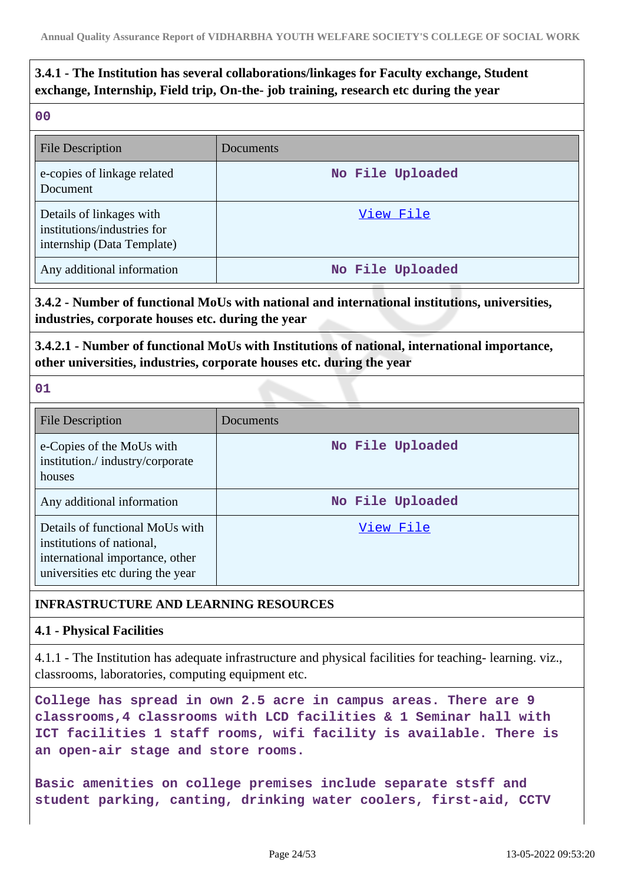**3.4.1 - The Institution has several collaborations/linkages for Faculty exchange, Student exchange, Internship, Field trip, On-the- job training, research etc during the year**

00

| File Description | Documents |
| --- | --- |
| e-copies of linkage related Document | No File Uploaded |
| Details of linkages with institutions/industries for internship (Data Template) | View File |
| Any additional information | No File Uploaded |

**3.4.2 - Number of functional MoUs with national and international institutions, universities, industries, corporate houses etc. during the year**

**3.4.2.1 - Number of functional MoUs with Institutions of national, international importance, other universities, industries, corporate houses etc. during the year**

01

| File Description | Documents |
| --- | --- |
| e-Copies of the MoUs with institution./ industry/corporate houses | No File Uploaded |
| Any additional information | No File Uploaded |
| Details of functional MoUs with institutions of national, international importance, other universities etc during the year | View File |

## INFRASTRUCTURE AND LEARNING RESOURCES

### 4.1 - Physical Facilities

4.1.1 - The Institution has adequate infrastructure and physical facilities for teaching- learning. viz., classrooms, laboratories, computing equipment etc.

College has spread in own 2.5 acre in campus areas. There are 9 classrooms,4 classrooms with LCD facilities & 1 Seminar hall with ICT facilities 1 staff rooms, wifi facility is available. There is an open-air stage and store rooms.

Basic amenities on college premises include separate stsff and student parking, canting, drinking water coolers, first-aid, CCTV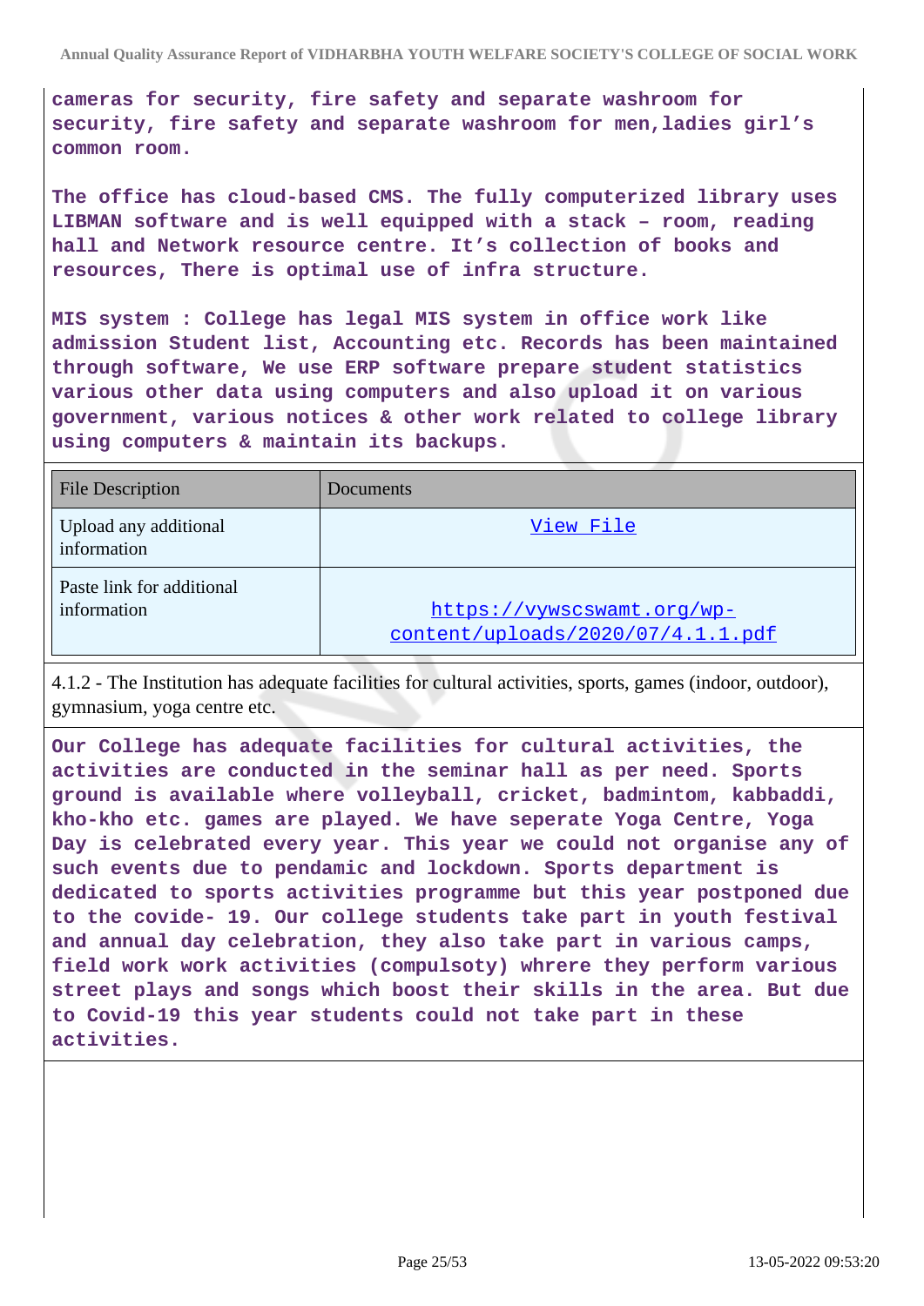**cameras for security, fire safety and separate washroom for security, fire safety and separate washroom for men,ladies girl's common room.**

**The office has cloud-based CMS. The fully computerized library uses LIBMAN software and is well equipped with a stack – room, reading hall and Network resource centre. It's collection of books and resources, There is optimal use of infra structure.**

**MIS system : College has legal MIS system in office work like admission Student list, Accounting etc. Records has been maintained through software, We use ERP software prepare student statistics various other data using computers and also upload it on various government, various notices & other work related to college library using computers & maintain its backups.**

| File Description | Documents |
|---|---|
| Upload any additional information | View File |
| Paste link for additional information | https://vywscswamt.org/wp-content/uploads/2020/07/4.1.1.pdf |

4.1.2 - The Institution has adequate facilities for cultural activities, sports, games (indoor, outdoor), gymnasium, yoga centre etc.

**Our College has adequate facilities for cultural activities, the activities are conducted in the seminar hall as per need. Sports ground is available where volleyball, cricket, badmintom, kabbadi, kho-kho etc. games are played. We have seperate Yoga Centre, Yoga Day is celebrated every year. This year we could not organise any of such events due to pendamic and lockdown. Sports department is dedicated to sports activities programme but this year postponed due to the covide- 19. Our college students take part in youth festival and annual day celebration, they also take part in various camps, field work work activities (compulsoty) whrere they perform various street plays and songs which boost their skills in the area. But due to Covid-19 this year students could not take part in these activities.**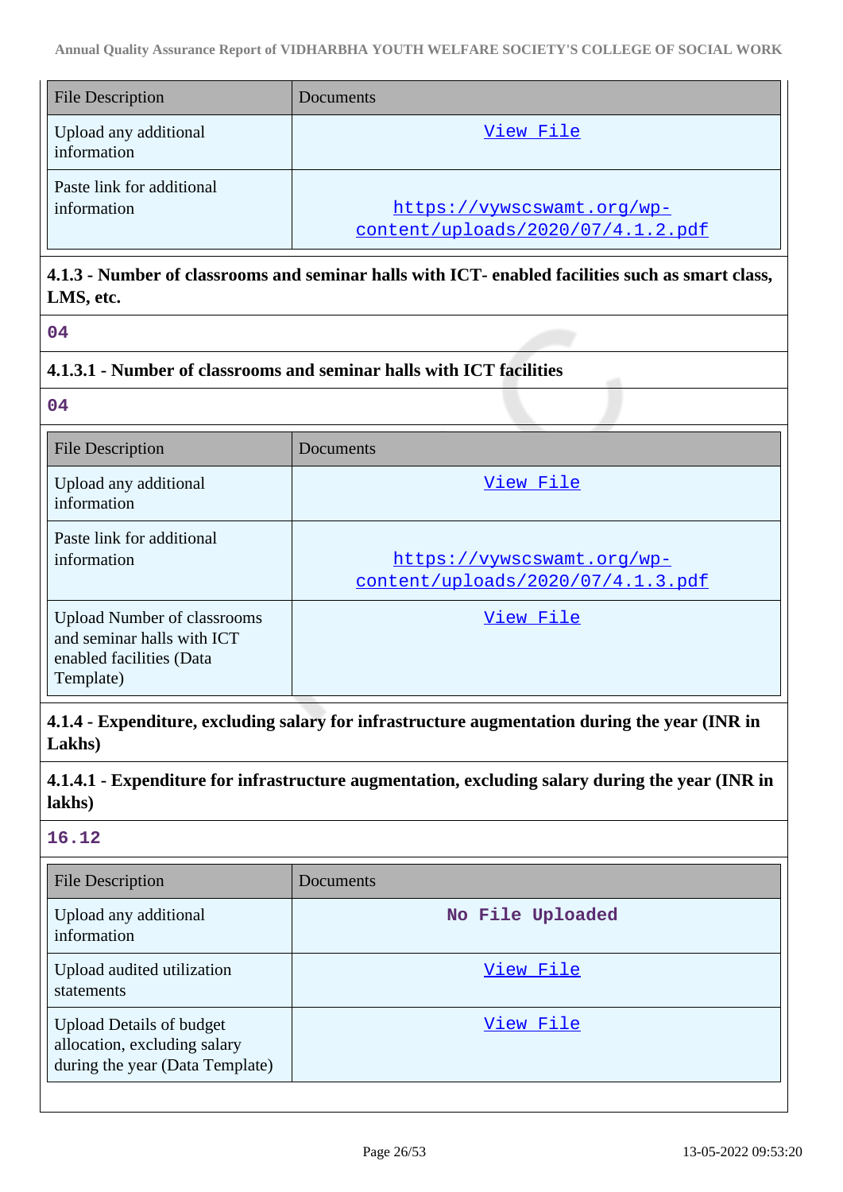| File Description | Documents |
| --- | --- |
| Upload any additional information | View File |
| Paste link for additional information | https://vywscswamt.org/wp-content/uploads/2020/07/4.1.2.pdf |

**4.1.3 - Number of classrooms and seminar halls with ICT- enabled facilities such as smart class, LMS, etc.**

04

**4.1.3.1 - Number of classrooms and seminar halls with ICT facilities**

04

| File Description | Documents |
| --- | --- |
| Upload any additional information | View File |
| Paste link for additional information | https://vywscswamt.org/wp-content/uploads/2020/07/4.1.3.pdf |
| Upload Number of classrooms and seminar halls with ICT enabled facilities (Data Template) | View File |

**4.1.4 - Expenditure, excluding salary for infrastructure augmentation during the year (INR in Lakhs)**

**4.1.4.1 - Expenditure for infrastructure augmentation, excluding salary during the year (INR in lakhs)**

16.12

| File Description | Documents |
| --- | --- |
| Upload any additional information | No File Uploaded |
| Upload audited utilization statements | View File |
| Upload Details of budget allocation, excluding salary during the year (Data Template) | View File |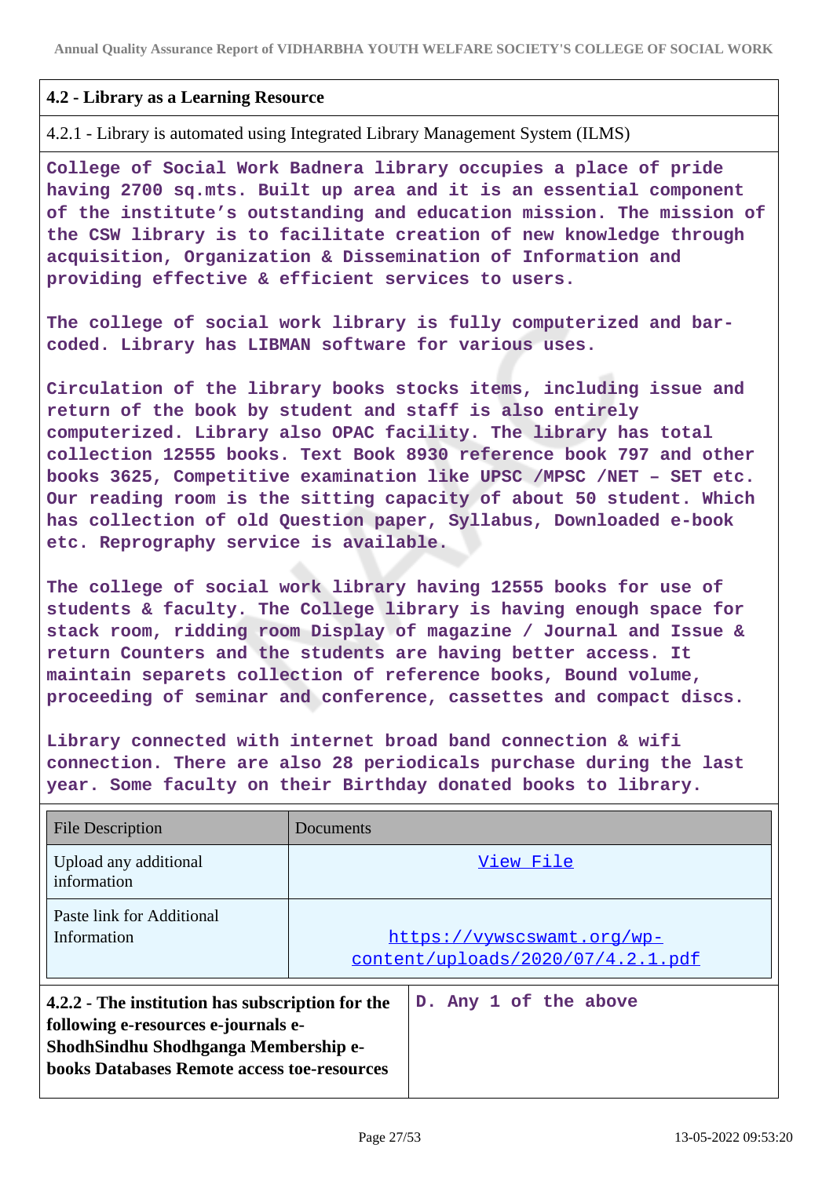## 4.2 - Library as a Learning Resource

4.2.1 - Library is automated using Integrated Library Management System (ILMS)

**College of Social Work Badnera library occupies a place of pride having 2700 sq.mts. Built up area and it is an essential component of the institute's outstanding and education mission. The mission of the CSW library is to facilitate creation of new knowledge through acquisition, Organization & Dissemination of Information and providing effective & efficient services to users.**

**The college of social work library is fully computerized and bar-coded. Library has LIBMAN software for various uses.**

**Circulation of the library books stocks items, including issue and return of the book by student and staff is also entirely computerized. Library also OPAC facility. The library has total collection 12555 books. Text Book 8930 reference book 797 and other books 3625, Competitive examination like UPSC /MPSC /NET – SET etc. Our reading room is the sitting capacity of about 50 student. Which has collection of old Question paper, Syllabus, Downloaded e-book etc. Reprography service is available.**

**The college of social work library having 12555 books for use of students & faculty. The College library is having enough space for stack room, ridding room Display of magazine / Journal and Issue & return Counters and the students are having better access. It maintain separets collection of reference books, Bound volume, proceeding of seminar and conference, cassettes and compact discs.**

**Library connected with internet broad band connection & wifi connection. There are also 28 periodicals purchase during the last year. Some faculty on their Birthday donated books to library.**

| File Description | Documents |
|---|---|
| Upload any additional information | View File |
| Paste link for Additional Information | https://vywscswamt.org/wp-content/uploads/2020/07/4.2.1.pdf |

| **4.2.2 - The institution has subscription for the following e-resources e-journals e-ShodhSindhu Shodhganga Membership e-books Databases Remote access toe-resources** | **D. Any 1 of the above** |
|---|---|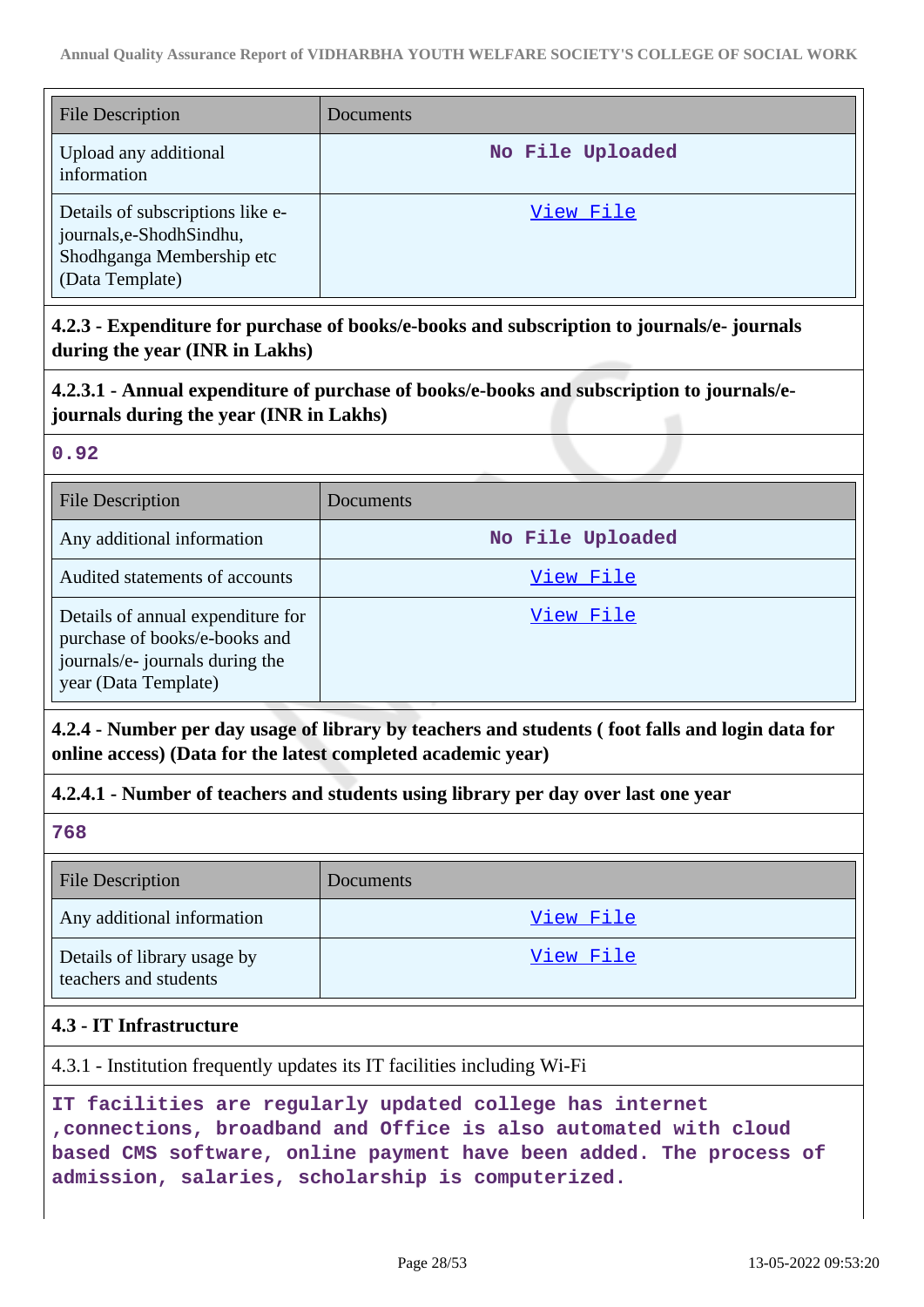| File Description | Documents |
| --- | --- |
| Upload any additional information | No File Uploaded |
| Details of subscriptions like e-journals,e-ShodhSindhu, Shodhganga Membership etc (Data Template) | View File |

**4.2.3 - Expenditure for purchase of books/e-books and subscription to journals/e- journals during the year (INR in Lakhs)**

**4.2.3.1 - Annual expenditure of purchase of books/e-books and subscription to journals/e-journals during the year (INR in Lakhs)**

**0.92**

| File Description | Documents |
| --- | --- |
| Any additional information | No File Uploaded |
| Audited statements of accounts | View File |
| Details of annual expenditure for purchase of books/e-books and journals/e- journals during the year (Data Template) | View File |

**4.2.4 - Number per day usage of library by teachers and students ( foot falls and login data for online access) (Data for the latest completed academic year)**

**4.2.4.1 - Number of teachers and students using library per day over last one year**

**768**

| File Description | Documents |
| --- | --- |
| Any additional information | View File |
| Details of library usage by teachers and students | View File |

**4.3 - IT Infrastructure**

4.3.1 - Institution frequently updates its IT facilities including Wi-Fi

**IT facilities are regularly updated college has internet ,connections, broadband and Office is also automated with cloud based CMS software, online payment have been added. The process of admission, salaries, scholarship is computerized.**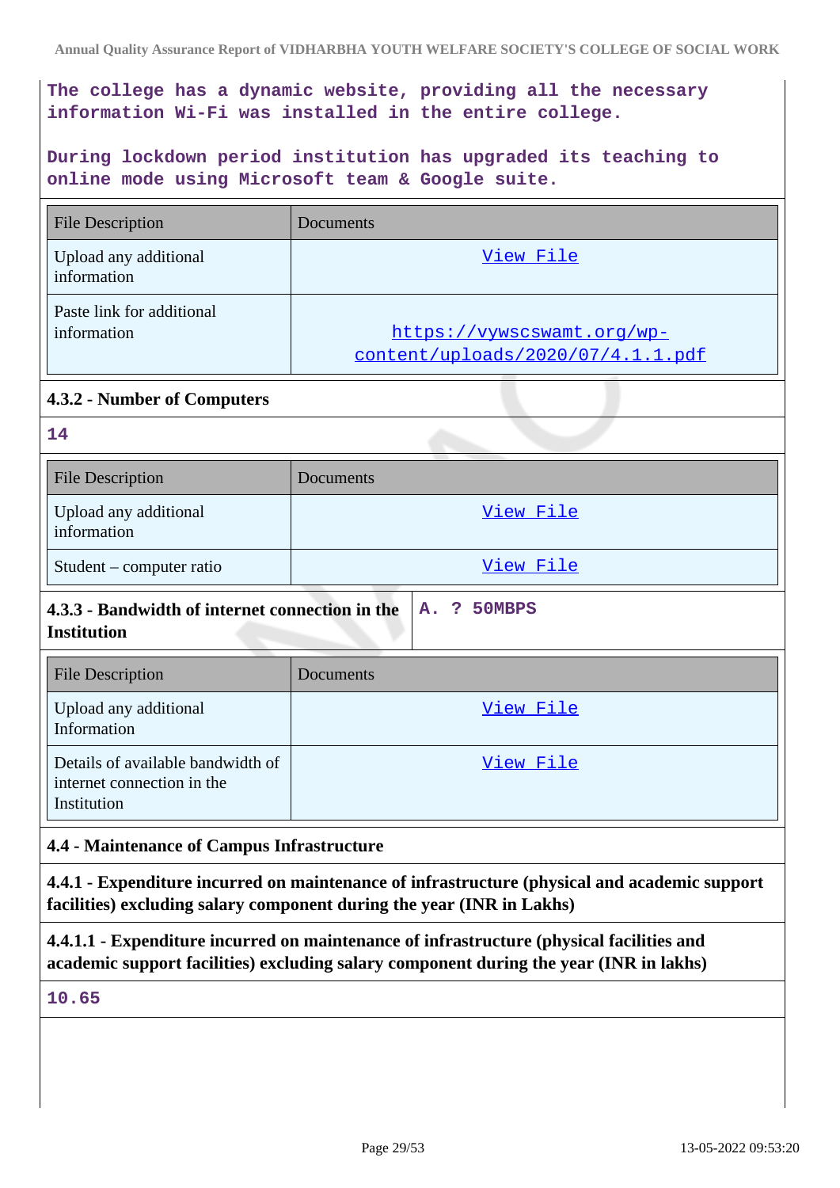The college has a dynamic website, providing all the necessary information Wi-Fi was installed in the entire college.

During lockdown period institution has upgraded its teaching to online mode using Microsoft team & Google suite.

| File Description | Documents |
|---|---|
| Upload any additional information | View File |
| Paste link for additional information | https://vywscswamt.org/wp-content/uploads/2020/07/4.1.1.pdf |

**4.3.2 - Number of Computers**

14

| File Description | Documents |
|---|---|
| Upload any additional information | View File |
| Student – computer ratio | View File |

| **4.3.3 - Bandwidth of internet connection in the Institution** | A. ? 50MBPS |
|---|---|

| File Description | Documents |
|---|---|
| Upload any additional Information | View File |
| Details of available bandwidth of internet connection in the Institution | View File |

**4.4 - Maintenance of Campus Infrastructure**

**4.4.1 - Expenditure incurred on maintenance of infrastructure (physical and academic support facilities) excluding salary component during the year (INR in Lakhs)**

**4.4.1.1 - Expenditure incurred on maintenance of infrastructure (physical facilities and academic support facilities) excluding salary component during the year (INR in lakhs)**

10.65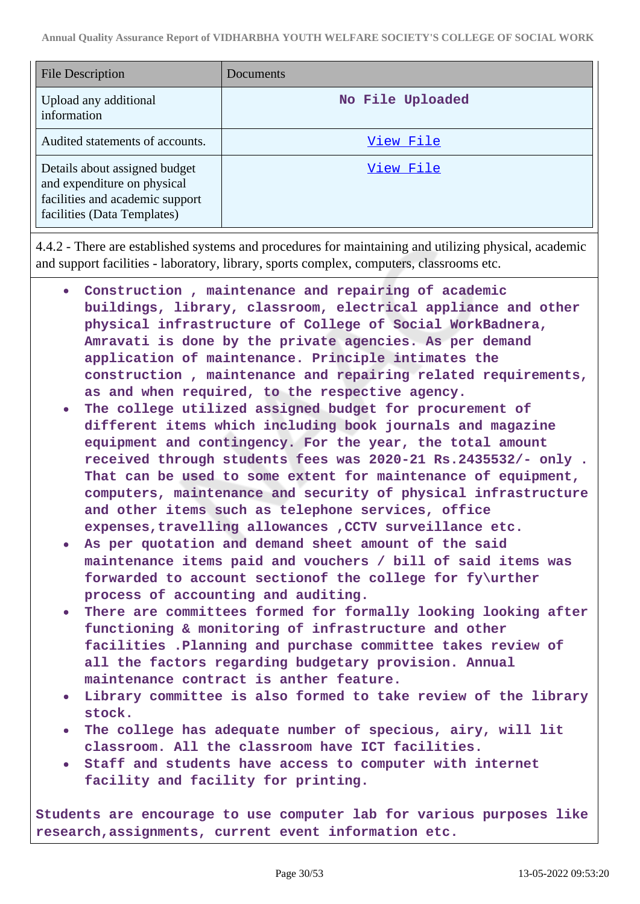| File Description | Documents |
| --- | --- |
| Upload any additional information | No File Uploaded |
| Audited statements of accounts. | View File |
| Details about assigned budget and expenditure on physical facilities and academic support facilities (Data Templates) | View File |

4.4.2 - There are established systems and procedures for maintaining and utilizing physical, academic and support facilities - laboratory, library, sports complex, computers, classrooms etc.

- Construction , maintenance and repairing of academic buildings, library, classroom, electrical appliance and other physical infrastructure of College of Social WorkBadnera, Amravati is done by the private agencies. As per demand application of maintenance. Principle intimates the construction , maintenance and repairing related requirements, as and when required, to the respective agency.
- The college utilized assigned budget for procurement of different items which including book journals and magazine equipment and contingency. For the year, the total amount received through students fees was 2020-21 Rs.2435532/- only . That can be used to some extent for maintenance of equipment, computers, maintenance and security of physical infrastructure and other items such as telephone services, office expenses,travelling allowances ,CCTV surveillance etc.
- As per quotation and demand sheet amount of the said maintenance items paid and vouchers / bill of said items was forwarded to account sectionof the college for fy\urther process of accounting and auditing.
- There are committees formed for formally looking looking after functioning & monitoring of infrastructure and other facilities .Planning and purchase committee takes review of all the factors regarding budgetary provision. Annual maintenance contract is anther feature.
- Library committee is also formed to take review of the library stock.
- The college has adequate number of specious, airy, will lit classroom. All the classroom have ICT facilities.
- Staff and students have access to computer with internet facility and facility for printing.

Students are encourage to use computer lab for various purposes like research,assignments, current event information etc.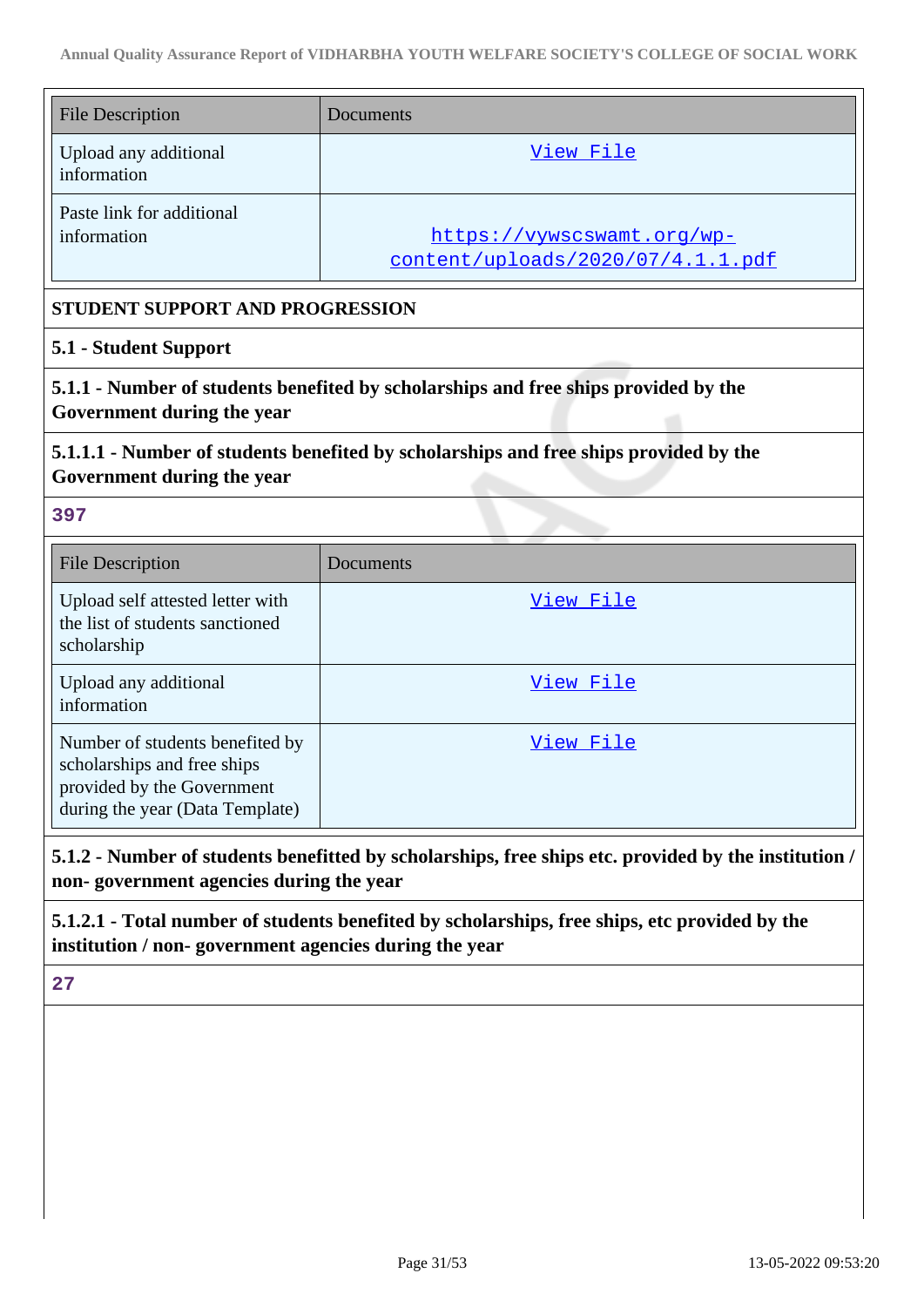| File Description | Documents |
|---|---|
| Upload any additional information | View File |
| Paste link for additional information | https://vywscswamt.org/wp-content/uploads/2020/07/4.1.1.pdf |

**STUDENT SUPPORT AND PROGRESSION**

**5.1 - Student Support**

**5.1.1 - Number of students benefited by scholarships and free ships provided by the Government during the year**

**5.1.1.1 - Number of students benefited by scholarships and free ships provided by the Government during the year**

397

| File Description | Documents |
|---|---|
| Upload self attested letter with the list of students sanctioned scholarship | View File |
| Upload any additional information | View File |
| Number of students benefited by scholarships and free ships provided by the Government during the year (Data Template) | View File |

**5.1.2 - Number of students benefitted by scholarships, free ships etc. provided by the institution / non- government agencies during the year**

**5.1.2.1 - Total number of students benefited by scholarships, free ships, etc provided by the institution / non- government agencies during the year**

27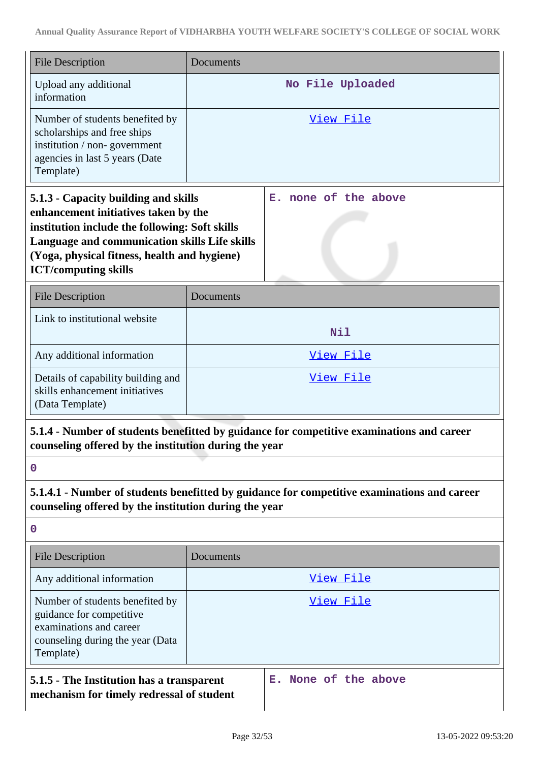| File Description | Documents |
| --- | --- |
| Upload any additional information | No File Uploaded |
| Number of students benefited by scholarships and free ships institution / non- government agencies in last 5 years (Date Template) | View File |

| **5.1.3 - Capacity building and skills enhancement initiatives taken by the institution include the following: Soft skills Language and communication skills Life skills (Yoga, physical fitness, health and hygiene) ICT/computing skills** | E. none of the above |
| --- | --- |

| File Description | Documents |
| --- | --- |
| Link to institutional website | Nil |
| Any additional information | View File |
| Details of capability building and skills enhancement initiatives (Data Template) | View File |

**5.1.4 - Number of students benefitted by guidance for competitive examinations and career counseling offered by the institution during the year**

0

**5.1.4.1 - Number of students benefitted by guidance for competitive examinations and career counseling offered by the institution during the year**

0

| File Description | Documents |
| --- | --- |
| Any additional information | View File |
| Number of students benefited by guidance for competitive examinations and career counseling during the year (Data Template) | View File |

| **5.1.5 - The Institution has a transparent mechanism for timely redressal of student** | E. None of the above |
| --- | --- |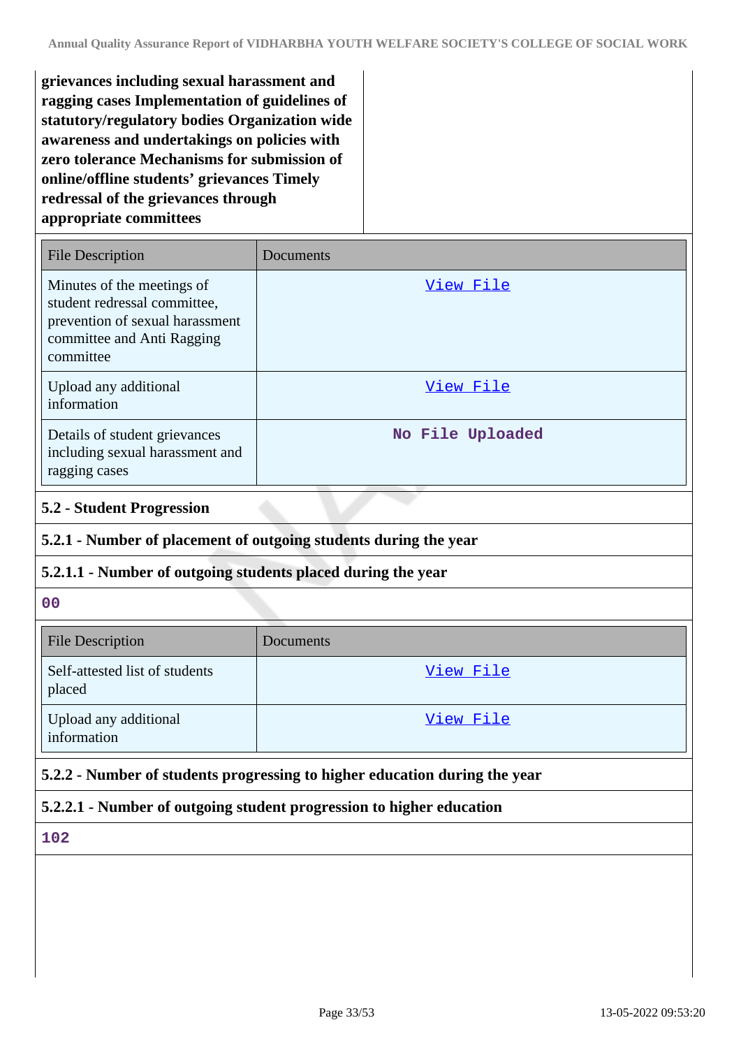**grievances including sexual harassment and ragging cases Implementation of guidelines of statutory/regulatory bodies Organization wide awareness and undertakings on policies with zero tolerance Mechanisms for submission of online/offline students' grievances Timely redressal of the grievances through appropriate committees**

| File Description | Documents |
|---|---|
| Minutes of the meetings of student redressal committee, prevention of sexual harassment committee and Anti Ragging committee | View File |
| Upload any additional information | View File |
| Details of student grievances including sexual harassment and ragging cases | No File Uploaded |

### 5.2 - Student Progression

**5.2.1 - Number of placement of outgoing students during the year**

**5.2.1.1 - Number of outgoing students placed during the year**

00

| File Description | Documents |
|---|---|
| Self-attested list of students placed | View File |
| Upload any additional information | View File |

**5.2.2 - Number of students progressing to higher education during the year**

**5.2.2.1 - Number of outgoing student progression to higher education**

102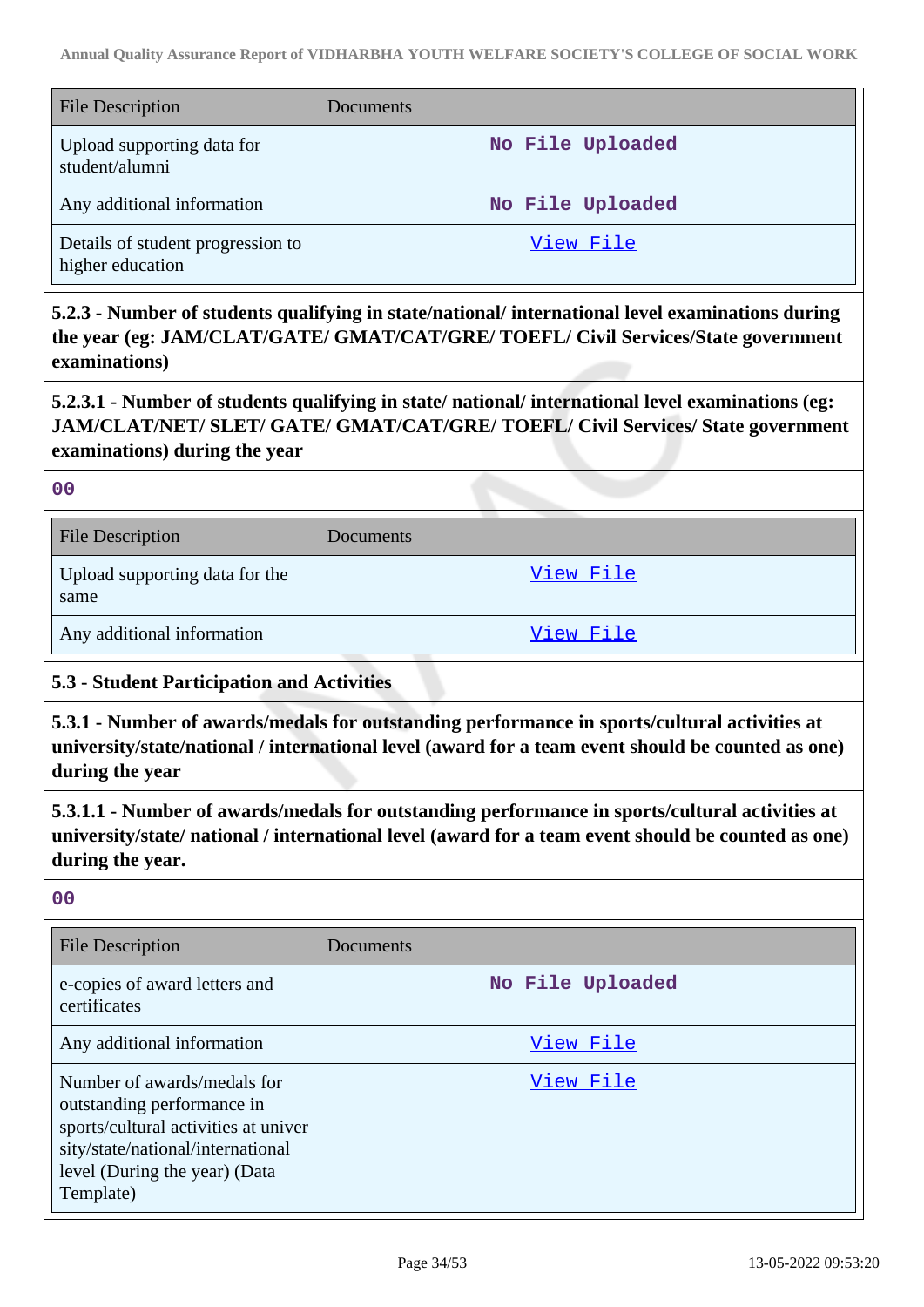| File Description | Documents |
|---|---|
| Upload supporting data for student/alumni | No File Uploaded |
| Any additional information | No File Uploaded |
| Details of student progression to higher education | View File |

**5.2.3 - Number of students qualifying in state/national/ international level examinations during the year (eg: JAM/CLAT/GATE/ GMAT/CAT/GRE/ TOEFL/ Civil Services/State government examinations)**

**5.2.3.1 - Number of students qualifying in state/ national/ international level examinations (eg: JAM/CLAT/NET/ SLET/ GATE/ GMAT/CAT/GRE/ TOEFL/ Civil Services/ State government examinations) during the year**

00

| File Description | Documents |
|---|---|
| Upload supporting data for the same | View File |
| Any additional information | View File |

**5.3 - Student Participation and Activities**

**5.3.1 - Number of awards/medals for outstanding performance in sports/cultural activities at university/state/national / international level (award for a team event should be counted as one) during the year**

**5.3.1.1 - Number of awards/medals for outstanding performance in sports/cultural activities at university/state/ national / international level (award for a team event should be counted as one) during the year.**

00

| File Description | Documents |
|---|---|
| e-copies of award letters and certificates | No File Uploaded |
| Any additional information | View File |
| Number of awards/medals for outstanding performance in sports/cultural activities at university/state/national/international level (During the year) (Data Template) | View File |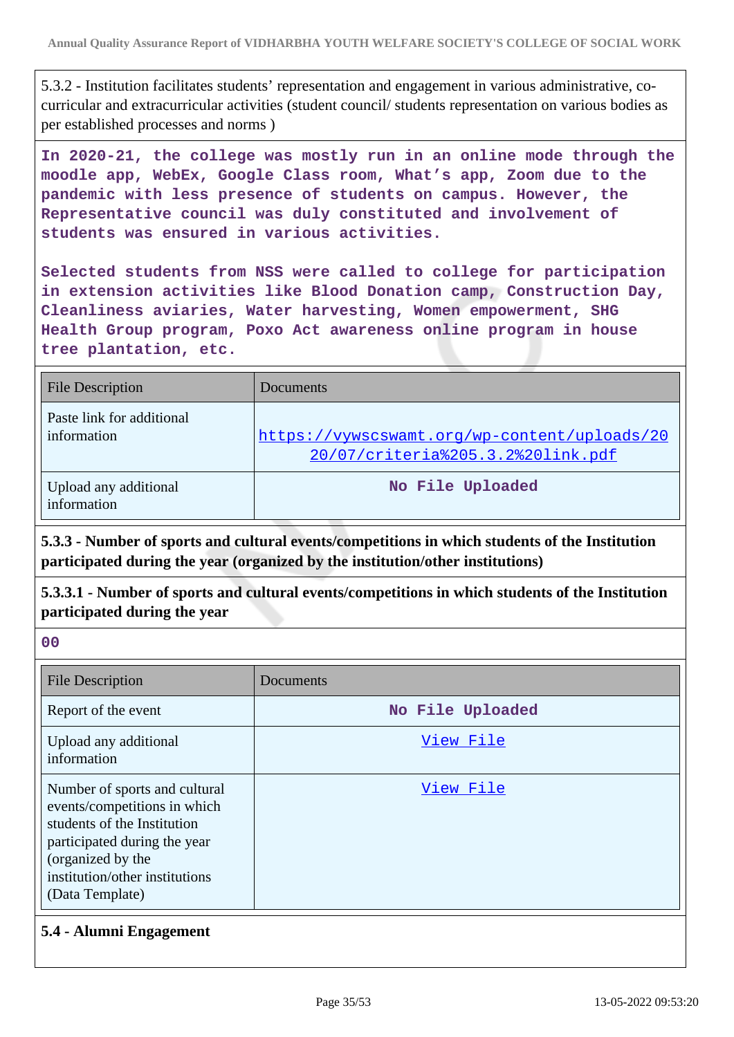5.3.2 - Institution facilitates students' representation and engagement in various administrative, co-curricular and extracurricular activities (student council/ students representation on various bodies as per established processes and norms )

In 2020-21, the college was mostly run in an online mode through the moodle app, WebEx, Google Class room, What's app, Zoom due to the pandemic with less presence of students on campus. However, the Representative council was duly constituted and involvement of students was ensured in various activities.

Selected students from NSS were called to college for participation in extension activities like Blood Donation camp, Construction Day, Cleanliness aviaries, Water harvesting, Women empowerment, SHG Health Group program, Poxo Act awareness online program in house tree plantation, etc.

| File Description | Documents |
| --- | --- |
| Paste link for additional information | https://vywscswamt.org/wp-content/uploads/2020/07/criteria%205.3.2%20link.pdf |
| Upload any additional information | No File Uploaded |

**5.3.3 - Number of sports and cultural events/competitions in which students of the Institution participated during the year (organized by the institution/other institutions)**

**5.3.3.1 - Number of sports and cultural events/competitions in which students of the Institution participated during the year**

00

| File Description | Documents |
| --- | --- |
| Report of the event | No File Uploaded |
| Upload any additional information | View File |
| Number of sports and cultural events/competitions in which students of the Institution participated during the year (organized by the institution/other institutions) (Data Template) | View File |

**5.4 - Alumni Engagement**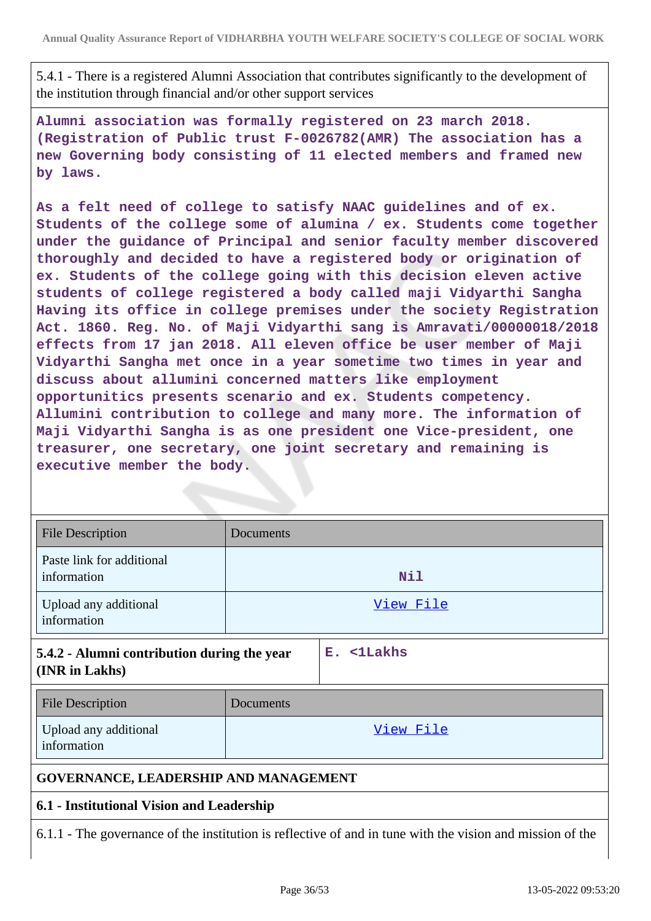5.4.1 - There is a registered Alumni Association that contributes significantly to the development of the institution through financial and/or other support services

**Alumni association was formally registered on 23 march 2018. (Registration of Public trust F-0026782(AMR) The association has a new Governing body consisting of 11 elected members and framed new by laws.**

**As a felt need of college to satisfy NAAC guidelines and of ex. Students of the college some of alumina / ex. Students come together under the guidance of Principal and senior faculty member discovered thoroughly and decided to have a registered body or origination of ex. Students of the college going with this decision eleven active students of college registered a body called maji Vidyarthi Sangha Having its office in college premises under the society Registration Act. 1860. Reg. No. of Maji Vidyarthi sang is Amravati/00000018/2018 effects from 17 jan 2018. All eleven office be user member of Maji Vidyarthi Sangha met once in a year sometime two times in year and discuss about allumini concerned matters like employment opportunities presents scenario and ex. Students competency. Allumini contribution to college and many more. The information of Maji Vidyarthi Sangha is as one president one Vice-president, one treasurer, one secretary, one joint secretary and remaining is executive member the body.**

| File Description | Documents |
|---|---|
| Paste link for additional information | Nil |
| Upload any additional information | View File |

| **5.4.2 - Alumni contribution during the year (INR in Lakhs)** | E. <1Lakhs |
|---|---|

| File Description | Documents |
|---|---|
| Upload any additional information | View File |

**GOVERNANCE, LEADERSHIP AND MANAGEMENT**

**6.1 - Institutional Vision and Leadership**

6.1.1 - The governance of the institution is reflective of and in tune with the vision and mission of the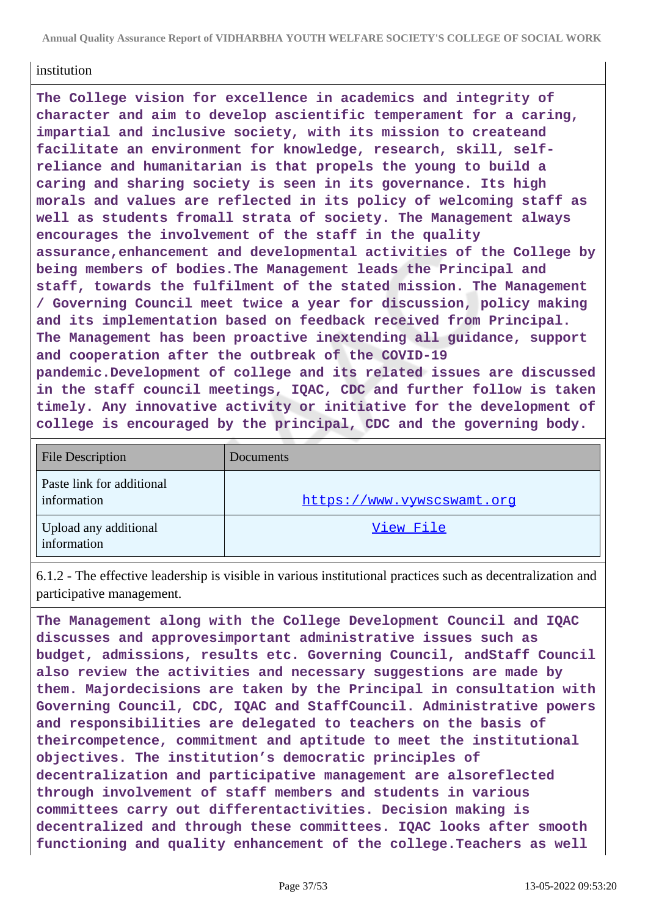institution

**The College vision for excellence in academics and integrity of character and aim to develop ascientific temperament for a caring, impartial and inclusive society, with its mission to createand facilitate an environment for knowledge, research, skill, self-reliance and humanitarian is that propels the young to build a caring and sharing society is seen in its governance. Its high morals and values are reflected in its policy of welcoming staff as well as students fromall strata of society. The Management always encourages the involvement of the staff in the quality assurance,enhancement and developmental activities of the College by being members of bodies.The Management leads the Principal and staff, towards the fulfilment of the stated mission. The Management / Governing Council meet twice a year for discussion, policy making and its implementation based on feedback received from Principal. The Management has been proactive inextending all guidance, support and cooperation after the outbreak of the COVID-19 pandemic.Development of college and its related issues are discussed in the staff council meetings, IQAC, CDC and further follow is taken timely. Any innovative activity or initiative for the development of college is encouraged by the principal, CDC and the governing body.**

| File Description | Documents |
| --- | --- |
| Paste link for additional information | https://www.vywscswamt.org |
| Upload any additional information | View File |

6.1.2 - The effective leadership is visible in various institutional practices such as decentralization and participative management.

**The Management along with the College Development Council and IQAC discusses and approvesimportant administrative issues such as budget, admissions, results etc. Governing Council, andStaff Council also review the activities and necessary suggestions are made by them. Majordecisions are taken by the Principal in consultation with Governing Council, CDC, IQAC and StaffCouncil. Administrative powers and responsibilities are delegated to teachers on the basis of theircompetence, commitment and aptitude to meet the institutional objectives. The institution's democratic principles of decentralization and participative management are alsoreflected through involvement of staff members and students in various committees carry out differentactivities. Decision making is decentralized and through these committees. IQAC looks after smooth functioning and quality enhancement of the college.Teachers as well**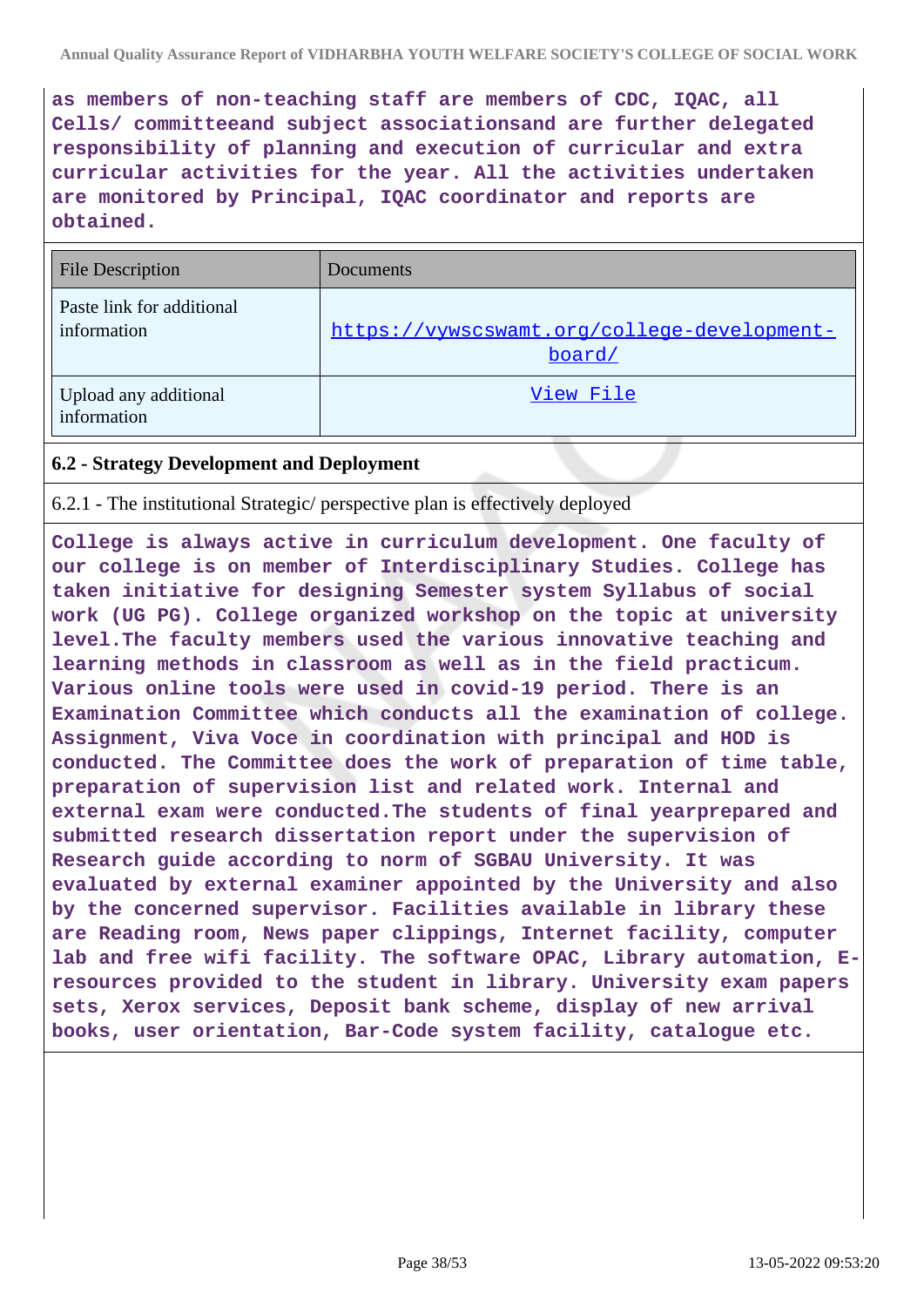**as members of non-teaching staff are members of CDC, IQAC, all Cells/ committeeand subject associationsand are further delegated responsibility of planning and execution of curricular and extra curricular activities for the year. All the activities undertaken are monitored by Principal, IQAC coordinator and reports are obtained.**

| File Description | Documents |
|---|---|
| Paste link for additional information | https://vywscswamt.org/college-development-board/ |
| Upload any additional information | View File |

### 6.2 - Strategy Development and Deployment

6.2.1 - The institutional Strategic/ perspective plan is effectively deployed

**College is always active in curriculum development. One faculty of our college is on member of Interdisciplinary Studies. College has taken initiative for designing Semester system Syllabus of social work (UG PG). College organized workshop on the topic at university level.The faculty members used the various innovative teaching and learning methods in classroom as well as in the field practicum. Various online tools were used in covid-19 period. There is an Examination Committee which conducts all the examination of college. Assignment, Viva Voce in coordination with principal and HOD is conducted. The Committee does the work of preparation of time table, preparation of supervision list and related work. Internal and external exam were conducted.The students of final yearprepared and submitted research dissertation report under the supervision of Research guide according to norm of SGBAU University. It was evaluated by external examiner appointed by the University and also by the concerned supervisor. Facilities available in library these are Reading room, News paper clippings, Internet facility, computer lab and free wifi facility. The software OPAC, Library automation, E-resources provided to the student in library. University exam papers sets, Xerox services, Deposit bank scheme, display of new arrival books, user orientation, Bar-Code system facility, catalogue etc.**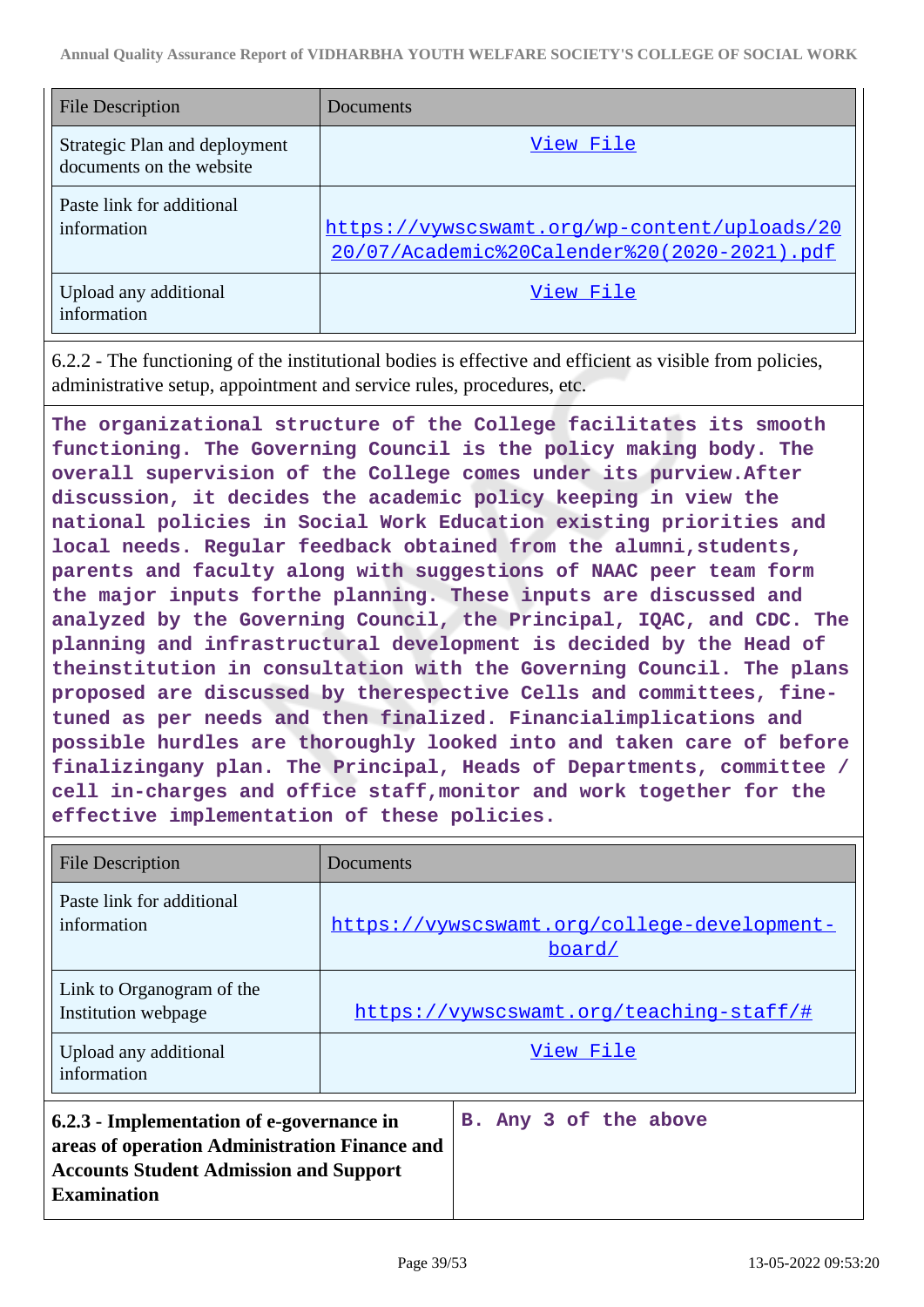| File Description | Documents |
|---|---|
| Strategic Plan and deployment documents on the website | View File |
| Paste link for additional information | https://vywscswamt.org/wp-content/uploads/2020/07/Academic%20Calender%20(2020-2021).pdf |
| Upload any additional information | View File |

6.2.2 - The functioning of the institutional bodies is effective and efficient as visible from policies, administrative setup, appointment and service rules, procedures, etc.

**The organizational structure of the College facilitates its smooth functioning. The Governing Council is the policy making body. The overall supervision of the College comes under its purview.After discussion, it decides the academic policy keeping in view the national policies in Social Work Education existing priorities and local needs. Regular feedback obtained from the alumni,students, parents and faculty along with suggestions of NAAC peer team form the major inputs forthe planning. These inputs are discussed and analyzed by the Governing Council, the Principal, IQAC, and CDC. The planning and infrastructural development is decided by the Head of theinstitution in consultation with the Governing Council. The plans proposed are discussed by therespective Cells and committees, fine-tuned as per needs and then finalized. Financialimplications and possible hurdles are thoroughly looked into and taken care of before finalizingany plan. The Principal, Heads of Departments, committee / cell in-charges and office staff,monitor and work together for the effective implementation of these policies.**

| File Description | Documents |
|---|---|
| Paste link for additional information | https://vywscswamt.org/college-development-board/ |
| Link to Organogram of the Institution webpage | https://vywscswamt.org/teaching-staff/# |
| Upload any additional information | View File |

| | |
|---|---|
| **6.2.3 - Implementation of e-governance in areas of operation Administration Finance and Accounts Student Admission and Support Examination** | **B. Any 3 of the above** |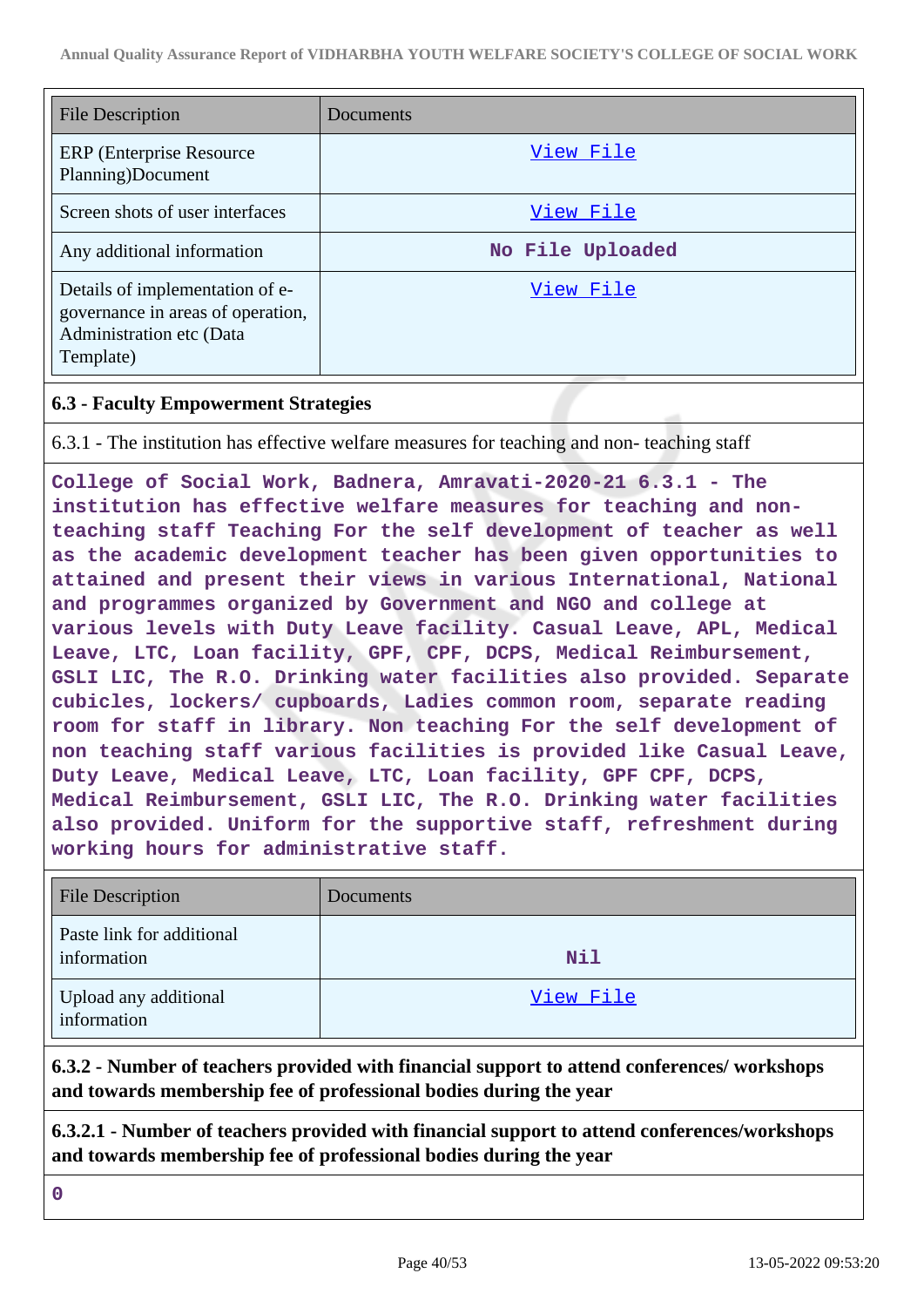| File Description | Documents |
| --- | --- |
| ERP (Enterprise Resource Planning)Document | View File |
| Screen shots of user interfaces | View File |
| Any additional information | No File Uploaded |
| Details of implementation of e-governance in areas of operation, Administration etc (Data Template) | View File |

### 6.3 - Faculty Empowerment Strategies

6.3.1 - The institution has effective welfare measures for teaching and non- teaching staff

College of Social Work, Badnera, Amravati-2020-21 6.3.1 - The institution has effective welfare measures for teaching and non-teaching staff Teaching For the self development of teacher as well as the academic development teacher has been given opportunities to attained and present their views in various International, National and programmes organized by Government and NGO and college at various levels with Duty Leave facility. Casual Leave, APL, Medical Leave, LTC, Loan facility, GPF, CPF, DCPS, Medical Reimbursement, GSLI LIC, The R.O. Drinking water facilities also provided. Separate cubicles, lockers/ cupboards, Ladies common room, separate reading room for staff in library. Non teaching For the self development of non teaching staff various facilities is provided like Casual Leave, Duty Leave, Medical Leave, LTC, Loan facility, GPF CPF, DCPS, Medical Reimbursement, GSLI LIC, The R.O. Drinking water facilities also provided. Uniform for the supportive staff, refreshment during working hours for administrative staff.

| File Description | Documents |
| --- | --- |
| Paste link for additional information | Nil |
| Upload any additional information | View File |

**6.3.2 - Number of teachers provided with financial support to attend conferences/ workshops and towards membership fee of professional bodies during the year**

**6.3.2.1 - Number of teachers provided with financial support to attend conferences/workshops and towards membership fee of professional bodies during the year**

0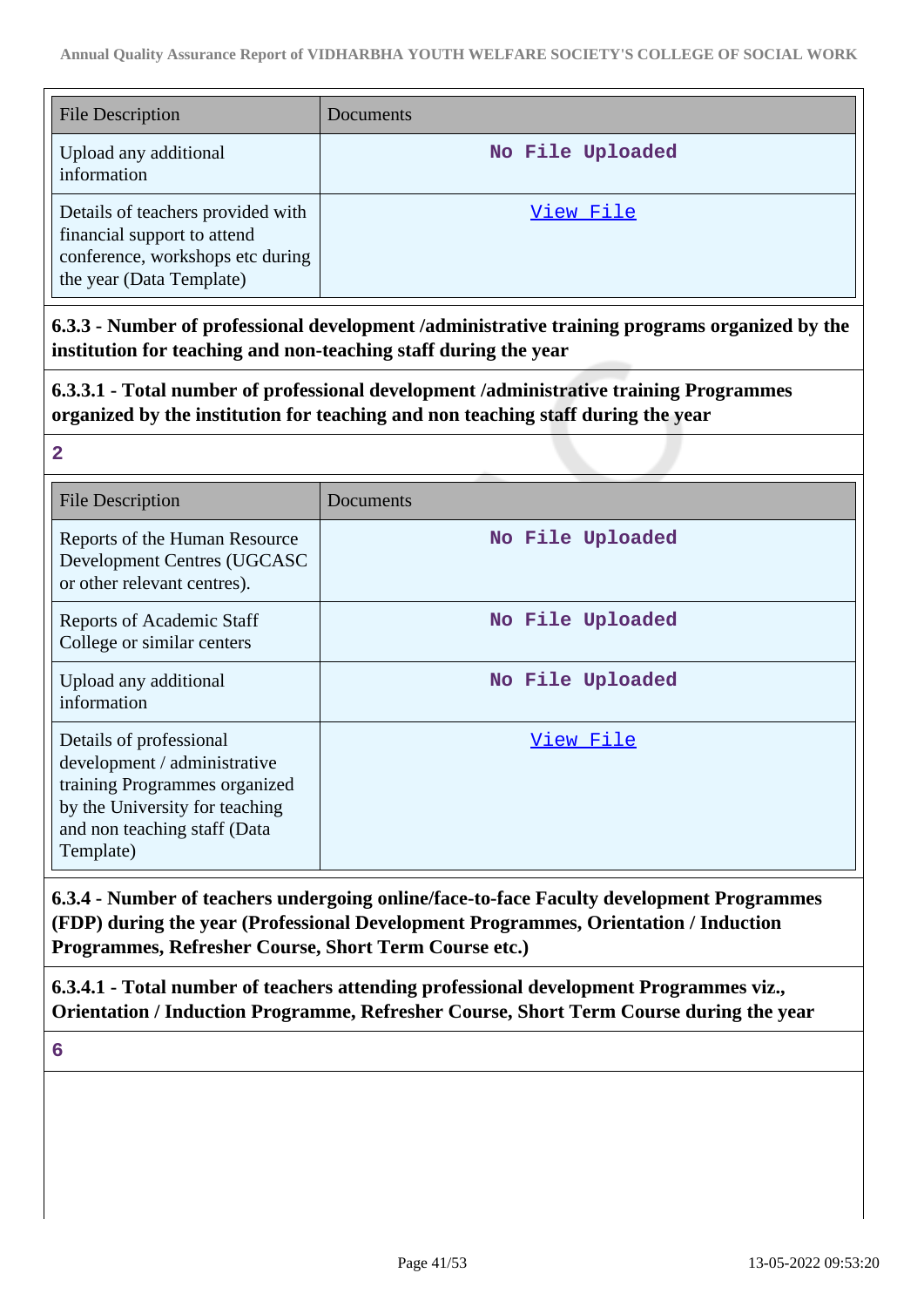| File Description | Documents |
|---|---|
| Upload any additional information | No File Uploaded |
| Details of teachers provided with financial support to attend conference, workshops etc during the year (Data Template) | View File |

**6.3.3 - Number of professional development /administrative training programs organized by the institution for teaching and non-teaching staff during the year**

**6.3.3.1 - Total number of professional development /administrative training Programmes organized by the institution for teaching and non teaching staff during the year**

**2**

| File Description | Documents |
|---|---|
| Reports of the Human Resource Development Centres (UGCASC or other relevant centres). | No File Uploaded |
| Reports of Academic Staff College or similar centers | No File Uploaded |
| Upload any additional information | No File Uploaded |
| Details of professional development / administrative training Programmes organized by the University for teaching and non teaching staff (Data Template) | View File |

**6.3.4 - Number of teachers undergoing online/face-to-face Faculty development Programmes (FDP) during the year (Professional Development Programmes, Orientation / Induction Programmes, Refresher Course, Short Term Course etc.)**

**6.3.4.1 - Total number of teachers attending professional development Programmes viz., Orientation / Induction Programme, Refresher Course, Short Term Course during the year**

**6**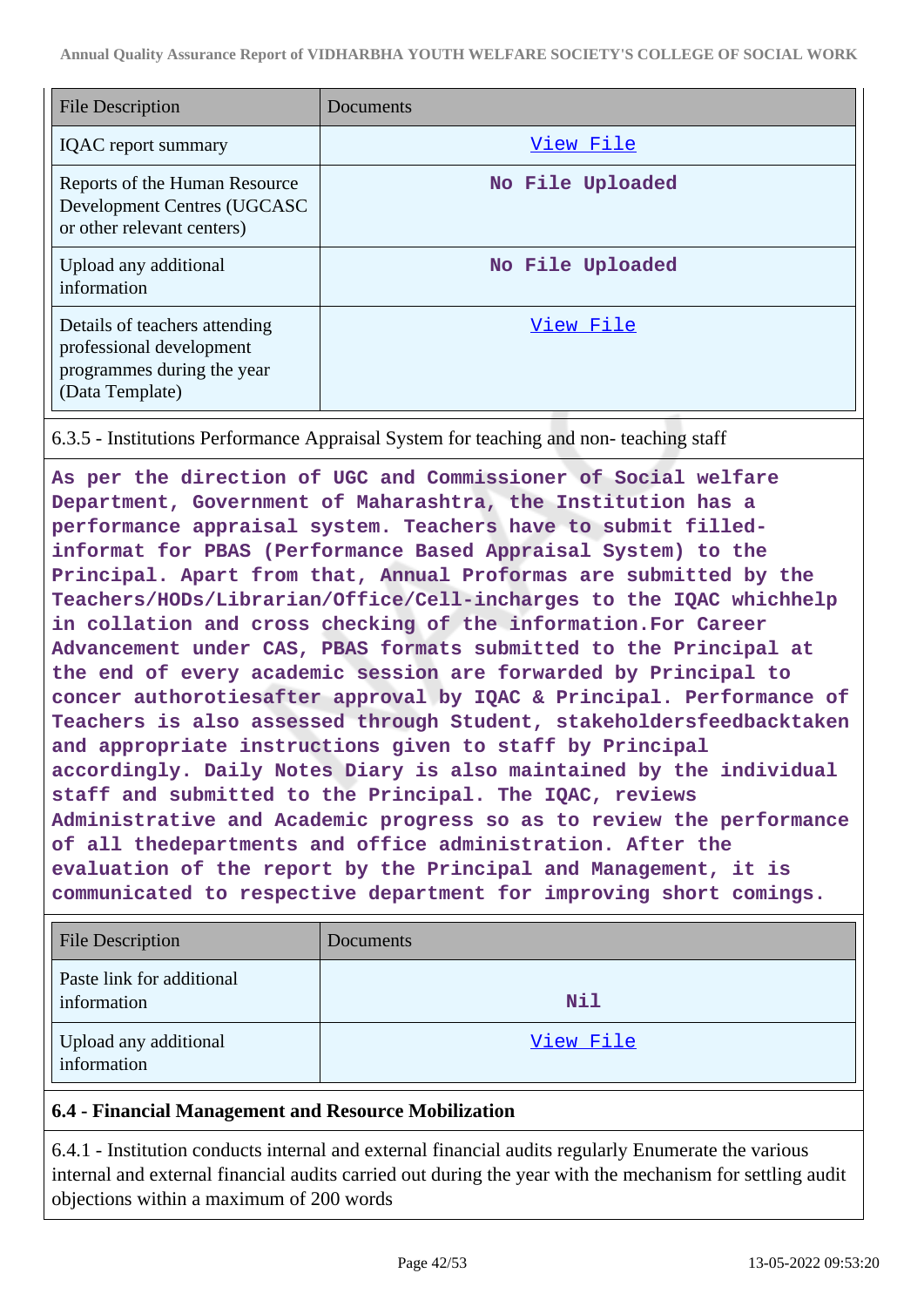| File Description | Documents |
|---|---|
| IQAC report summary | View File |
| Reports of the Human Resource Development Centres (UGCASC or other relevant centers) | No File Uploaded |
| Upload any additional information | No File Uploaded |
| Details of teachers attending professional development programmes during the year (Data Template) | View File |

6.3.5 - Institutions Performance Appraisal System for teaching and non- teaching staff

**As per the direction of UGC and Commissioner of Social welfare Department, Government of Maharashtra, the Institution has a performance appraisal system. Teachers have to submit filled-informat for PBAS (Performance Based Appraisal System) to the Principal. Apart from that, Annual Proformas are submitted by the Teachers/HODs/Librarian/Office/Cell-incharges to the IQAC whichhelp in collation and cross checking of the information.For Career Advancement under CAS, PBAS formats submitted to the Principal at the end of every academic session are forwarded by Principal to concer authorotiesafter approval by IQAC & Principal. Performance of Teachers is also assessed through Student, stakeholdersfeedbacktaken and appropriate instructions given to staff by Principal accordingly. Daily Notes Diary is also maintained by the individual staff and submitted to the Principal. The IQAC, reviews Administrative and Academic progress so as to review the performance of all thedepartments and office administration. After the evaluation of the report by the Principal and Management, it is communicated to respective department for improving short comings.**

| File Description | Documents |
|---|---|
| Paste link for additional information | Nil |
| Upload any additional information | View File |

**6.4 - Financial Management and Resource Mobilization**

6.4.1 - Institution conducts internal and external financial audits regularly Enumerate the various internal and external financial audits carried out during the year with the mechanism for settling audit objections within a maximum of 200 words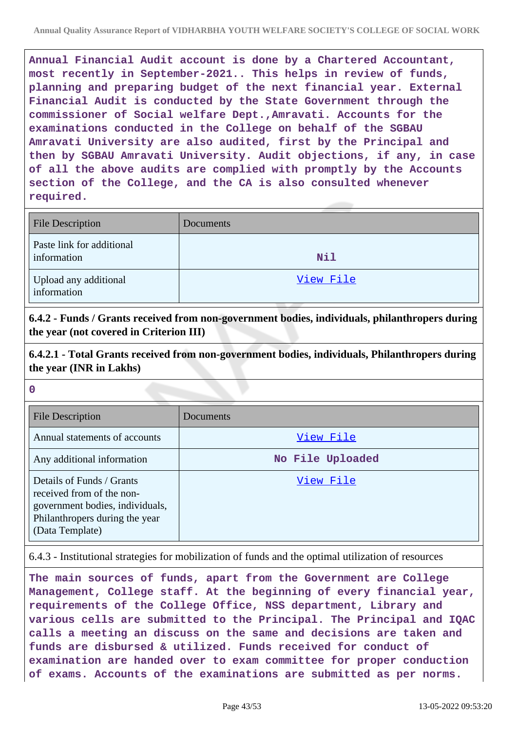**Annual Financial Audit account is done by a Chartered Accountant, most recently in September-2021.. This helps in review of funds, planning and preparing budget of the next financial year. External Financial Audit is conducted by the State Government through the commissioner of Social welfare Dept.,Amravati. Accounts for the examinations conducted in the College on behalf of the SGBAU Amravati University are also audited, first by the Principal and then by SGBAU Amravati University. Audit objections, if any, in case of all the above audits are complied with promptly by the Accounts section of the College, and the CA is also consulted whenever required.**

| File Description | Documents |
|---|---|
| Paste link for additional information | Nil |
| Upload any additional information | View File |

**6.4.2 - Funds / Grants received from non-government bodies, individuals, philanthropers during the year (not covered in Criterion III)**

**6.4.2.1 - Total Grants received from non-government bodies, individuals, Philanthropers during the year (INR in Lakhs)**

**0**

| File Description | Documents |
|---|---|
| Annual statements of accounts | View File |
| Any additional information | No File Uploaded |
| Details of Funds / Grants received from of the non-government bodies, individuals, Philanthropers during the year (Data Template) | View File |

6.4.3 - Institutional strategies for mobilization of funds and the optimal utilization of resources

**The main sources of funds, apart from the Government are College Management, College staff. At the beginning of every financial year, requirements of the College Office, NSS department, Library and various cells are submitted to the Principal. The Principal and IQAC calls a meeting an discuss on the same and decisions are taken and funds are disbursed & utilized. Funds received for conduct of examination are handed over to exam committee for proper conduction of exams. Accounts of the examinations are submitted as per norms.**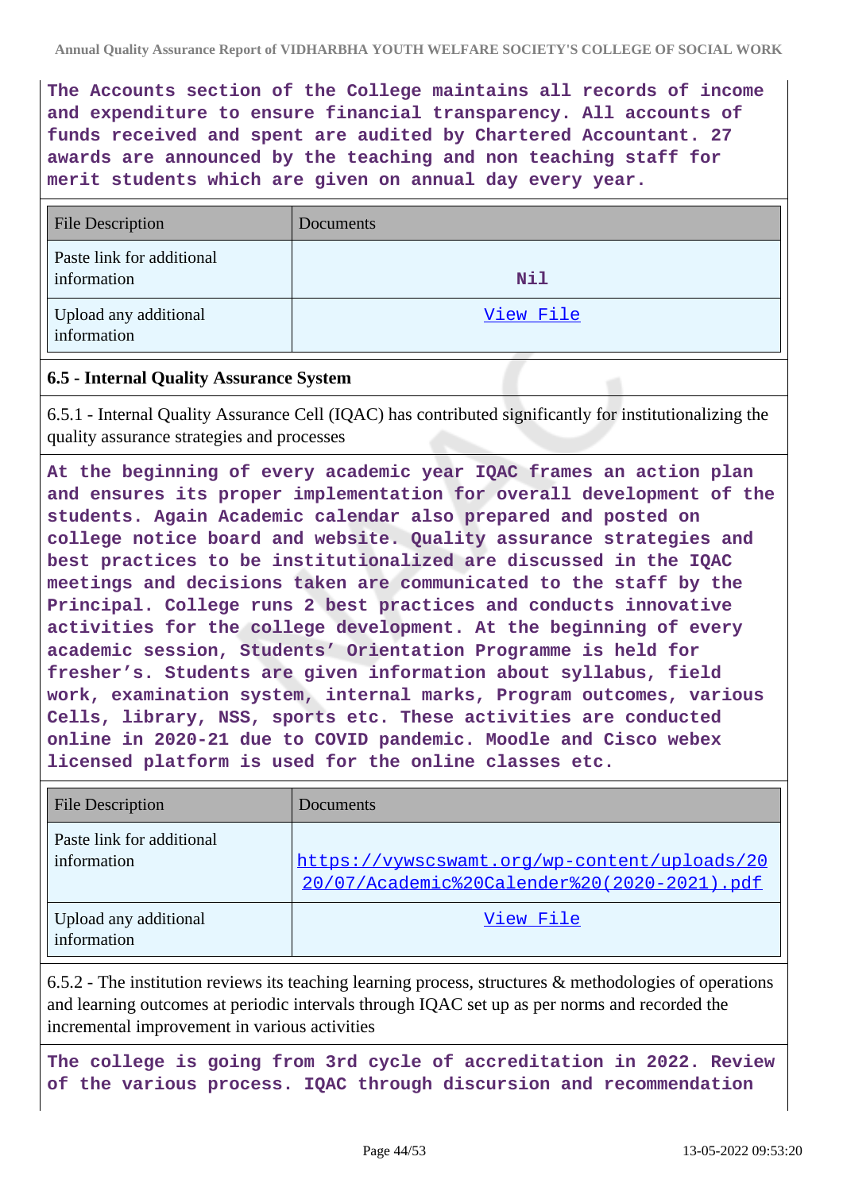**The Accounts section of the College maintains all records of income and expenditure to ensure financial transparency. All accounts of funds received and spent are audited by Chartered Accountant. 27 awards are announced by the teaching and non teaching staff for merit students which are given on annual day every year.**

| File Description | Documents |
|---|---|
| Paste link for additional information | Nil |
| Upload any additional information | View File |

### 6.5 - Internal Quality Assurance System

6.5.1 - Internal Quality Assurance Cell (IQAC) has contributed significantly for institutionalizing the quality assurance strategies and processes

**At the beginning of every academic year IQAC frames an action plan and ensures its proper implementation for overall development of the students. Again Academic calendar also prepared and posted on college notice board and website. Quality assurance strategies and best practices to be institutionalized are discussed in the IQAC meetings and decisions taken are communicated to the staff by the Principal. College runs 2 best practices and conducts innovative activities for the college development. At the beginning of every academic session, Students' Orientation Programme is held for fresher's. Students are given information about syllabus, field work, examination system, internal marks, Program outcomes, various Cells, library, NSS, sports etc. These activities are conducted online in 2020-21 due to COVID pandemic. Moodle and Cisco webex licensed platform is used for the online classes etc.**

| File Description | Documents |
|---|---|
| Paste link for additional information | https://vywscswamt.org/wp-content/uploads/2020/07/Academic%20Calender%20(2020-2021).pdf |
| Upload any additional information | View File |

6.5.2 - The institution reviews its teaching learning process, structures & methodologies of operations and learning outcomes at periodic intervals through IQAC set up as per norms and recorded the incremental improvement in various activities

**The college is going from 3rd cycle of accreditation in 2022. Review of the various process. IQAC through discursion and recommendation**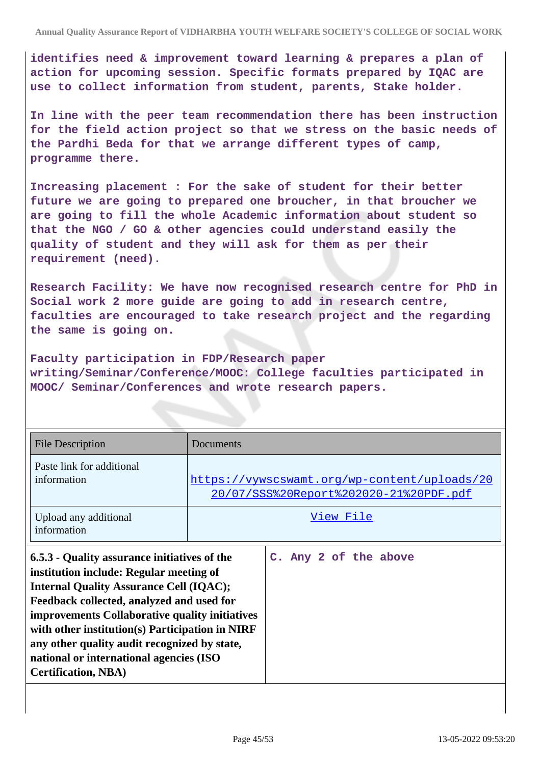**identifies need & improvement toward learning & prepares a plan of action for upcoming session. Specific formats prepared by IQAC are use to collect information from student, parents, Stake holder.**

**In line with the peer team recommendation there has been instruction for the field action project so that we stress on the basic needs of the Pardhi Beda for that we arrange different types of camp, programme there.**

**Increasing placement : For the sake of student for their better future we are going to prepared one broucher, in that broucher we are going to fill the whole Academic information about student so that the NGO / GO & other agencies could understand easily the quality of student and they will ask for them as per their requirement (need).**

**Research Facility: We have now recognised research centre for PhD in Social work 2 more guide are going to add in research centre, faculties are encouraged to take research project and the regarding the same is going on.**

**Faculty participation in FDP/Research paper writing/Seminar/Conference/MOOC: College faculties participated in MOOC/ Seminar/Conferences and wrote research papers.**

| File Description | Documents |
|---|---|
| Paste link for additional information | https://vywscswamt.org/wp-content/uploads/2020/07/SSS%20Report%202020-21%20PDF.pdf |
| Upload any additional information | View File |

| **6.5.3 - Quality assurance initiatives of the institution include: Regular meeting of Internal Quality Assurance Cell (IQAC); Feedback collected, analyzed and used for improvements Collaborative quality initiatives with other institution(s) Participation in NIRF any other quality audit recognized by state, national or international agencies (ISO Certification, NBA)** | **C. Any 2 of the above** |
|---|---|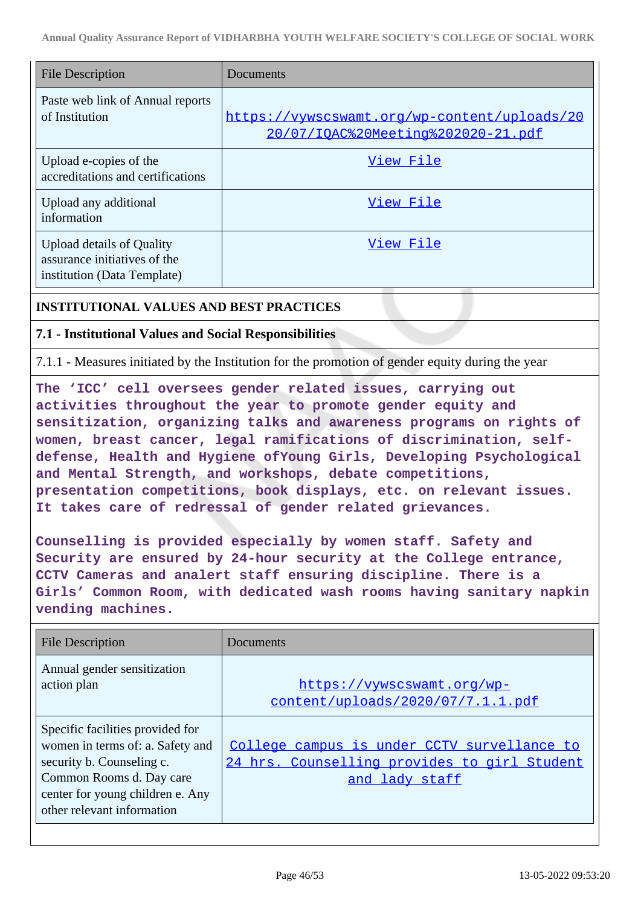| File Description | Documents |
|---|---|
| Paste web link of Annual reports of Institution | https://vywscswamt.org/wp-content/uploads/2020/07/IQAC%20Meeting%202020-21.pdf |
| Upload e-copies of the accreditations and certifications | View File |
| Upload any additional information | View File |
| Upload details of Quality assurance initiatives of the institution (Data Template) | View File |

## INSTITUTIONAL VALUES AND BEST PRACTICES

### 7.1 - Institutional Values and Social Responsibilities

7.1.1 - Measures initiated by the Institution for the promotion of gender equity during the year

**The 'ICC' cell oversees gender related issues, carrying out activities throughout the year to promote gender equity and sensitization, organizing talks and awareness programs on rights of women, breast cancer, legal ramifications of discrimination, self-defense, Health and Hygiene ofYoung Girls, Developing Psychological and Mental Strength, and workshops, debate competitions, presentation competitions, book displays, etc. on relevant issues. It takes care of redressal of gender related grievances.**

**Counselling is provided especially by women staff. Safety and Security are ensured by 24-hour security at the College entrance, CCTV Cameras and analert staff ensuring discipline. There is a Girls' Common Room, with dedicated wash rooms having sanitary napkin vending machines.**

| File Description | Documents |
|---|---|
| Annual gender sensitization action plan | https://vywscswamt.org/wp-content/uploads/2020/07/7.1.1.pdf |
| Specific facilities provided for women in terms of: a. Safety and security b. Counseling c. Common Rooms d. Day care center for young children e. Any other relevant information | College campus is under CCTV survellance to 24 hrs. Counselling provides to girl Student and lady staff |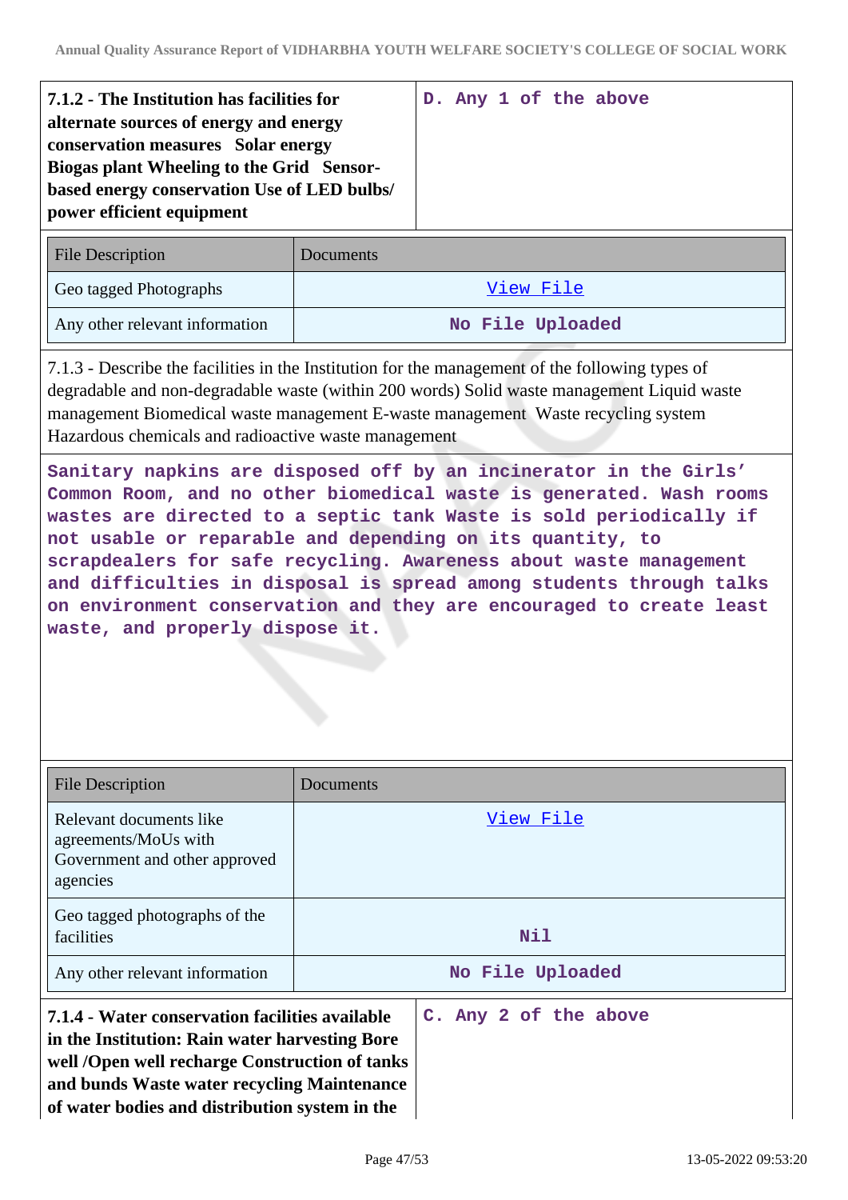| **7.1.2 - The Institution has facilities for alternate sources of energy and energy conservation measures Solar energy Biogas plant Wheeling to the Grid Sensor-based energy conservation Use of LED bulbs/ power efficient equipment** | D. Any 1 of the above |
|---|---|

| File Description | Documents |
|---|---|
| Geo tagged Photographs | View File |
| Any other relevant information | No File Uploaded |

7.1.3 - Describe the facilities in the Institution for the management of the following types of degradable and non-degradable waste (within 200 words) Solid waste management Liquid waste management Biomedical waste management E-waste management Waste recycling system Hazardous chemicals and radioactive waste management

Sanitary napkins are disposed off by an incinerator in the Girls' Common Room, and no other biomedical waste is generated. Wash rooms wastes are directed to a septic tank Waste is sold periodically if not usable or reparable and depending on its quantity, to scrapdealers for safe recycling. Awareness about waste management and difficulties in disposal is spread among students through talks on environment conservation and they are encouraged to create least waste, and properly dispose it.

| File Description | Documents |
|---|---|
| Relevant documents like agreements/MoUs with Government and other approved agencies | View File |
| Geo tagged photographs of the facilities | Nil |
| Any other relevant information | No File Uploaded |

| **7.1.4 - Water conservation facilities available in the Institution: Rain water harvesting Bore well /Open well recharge Construction of tanks and bunds Waste water recycling Maintenance of water bodies and distribution system in the** | C. Any 2 of the above |
|---|---|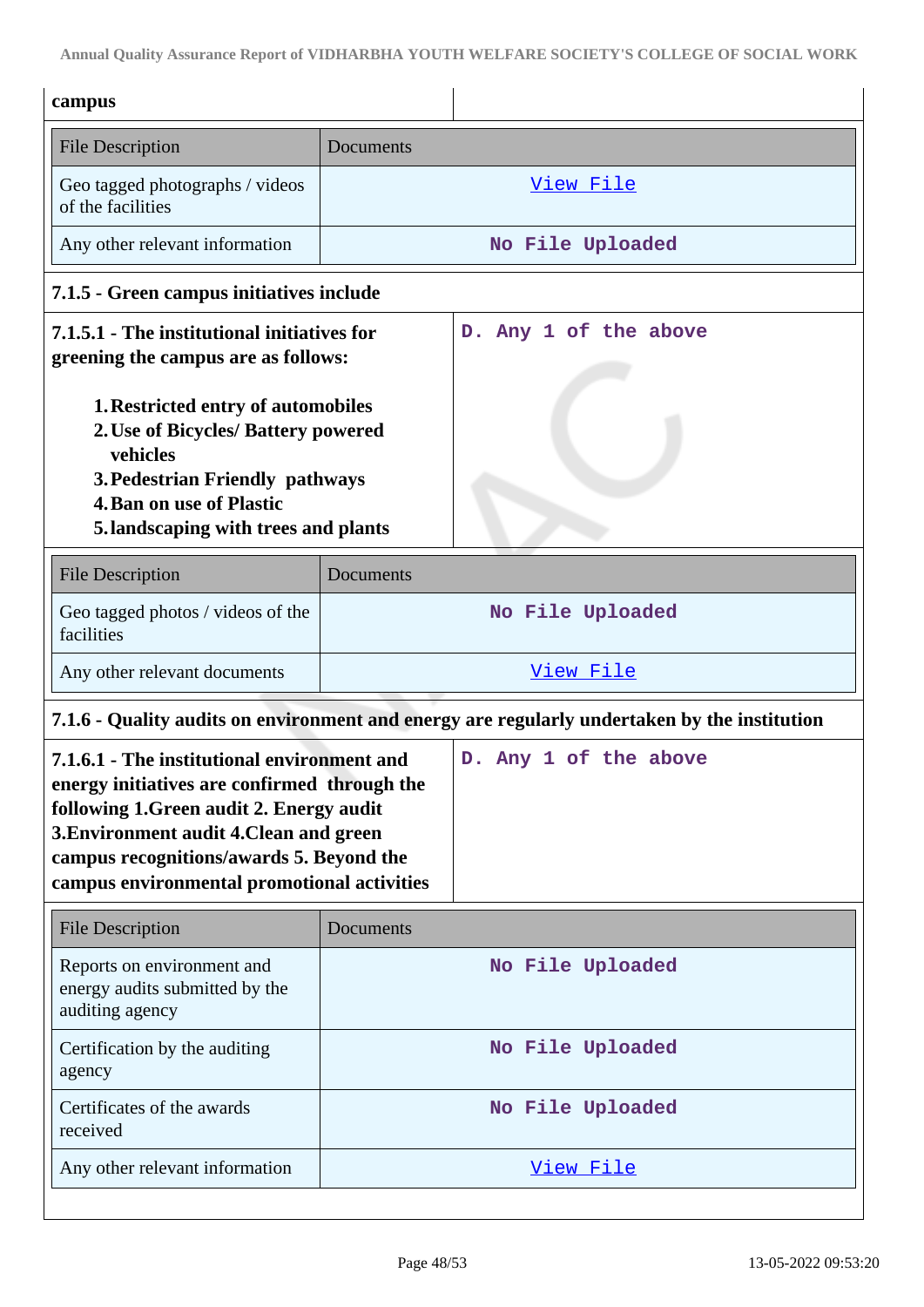| campus | |
|---|---|

| File Description | Documents |
|---|---|
| Geo tagged photographs / videos of the facilities | View File |
| Any other relevant information | No File Uploaded |

**7.1.5 - Green campus initiatives include**

| **7.1.5.1 - The institutional initiatives for greening the campus are as follows:** 1. Restricted entry of automobiles 2. Use of Bicycles/ Battery powered vehicles 3. Pedestrian Friendly pathways 4. Ban on use of Plastic 5. landscaping with trees and plants | D. Any 1 of the above |
|---|---|

| File Description | Documents |
|---|---|
| Geo tagged photos / videos of the facilities | No File Uploaded |
| Any other relevant documents | View File |

**7.1.6 - Quality audits on environment and energy are regularly undertaken by the institution**

| **7.1.6.1 - The institutional environment and energy initiatives are confirmed through the following 1.Green audit 2. Energy audit 3.Environment audit 4.Clean and green campus recognitions/awards 5. Beyond the campus environmental promotional activities** | D. Any 1 of the above |
|---|---|

| File Description | Documents |
|---|---|
| Reports on environment and energy audits submitted by the auditing agency | No File Uploaded |
| Certification by the auditing agency | No File Uploaded |
| Certificates of the awards received | No File Uploaded |
| Any other relevant information | View File |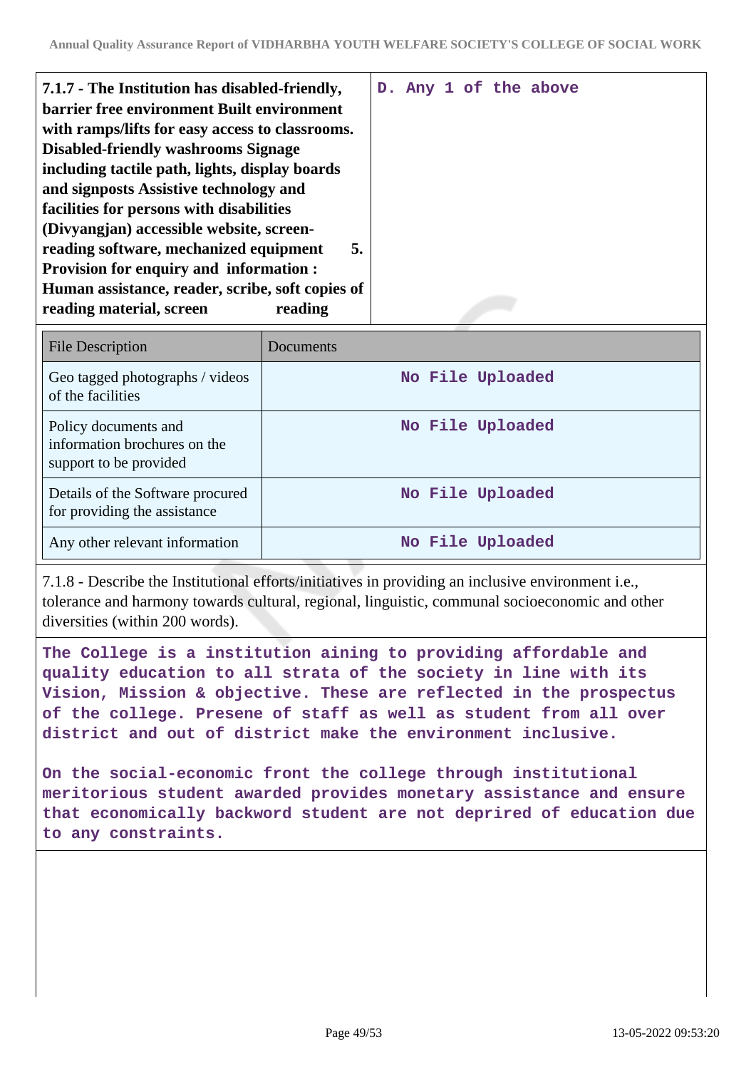| 7.1.7 - The Institution has disabled-friendly, barrier free environment Built environment with ramps/lifts for easy access to classrooms. Disabled-friendly washrooms Signage including tactile path, lights, display boards and signposts Assistive technology and facilities for persons with disabilities (Divyangjan) accessible website, screen-reading software, mechanized equipment 5. Provision for enquiry and information : Human assistance, reader, scribe, soft copies of reading material, screen reading | D. Any 1 of the above |
|---|---|

| File Description | Documents |
|---|---|
| Geo tagged photographs / videos of the facilities | No File Uploaded |
| Policy documents and information brochures on the support to be provided | No File Uploaded |
| Details of the Software procured for providing the assistance | No File Uploaded |
| Any other relevant information | No File Uploaded |

7.1.8 - Describe the Institutional efforts/initiatives in providing an inclusive environment i.e., tolerance and harmony towards cultural, regional, linguistic, communal socioeconomic and other diversities (within 200 words).

The College is a institution aining to providing affordable and quality education to all strata of the society in line with its Vision, Mission & objective. These are reflected in the prospectus of the college. Presene of staff as well as student from all over district and out of district make the environment inclusive.

On the social-economic front the college through institutional meritorious student awarded provides monetary assistance and ensure that economically backword student are not deprired of education due to any constraints.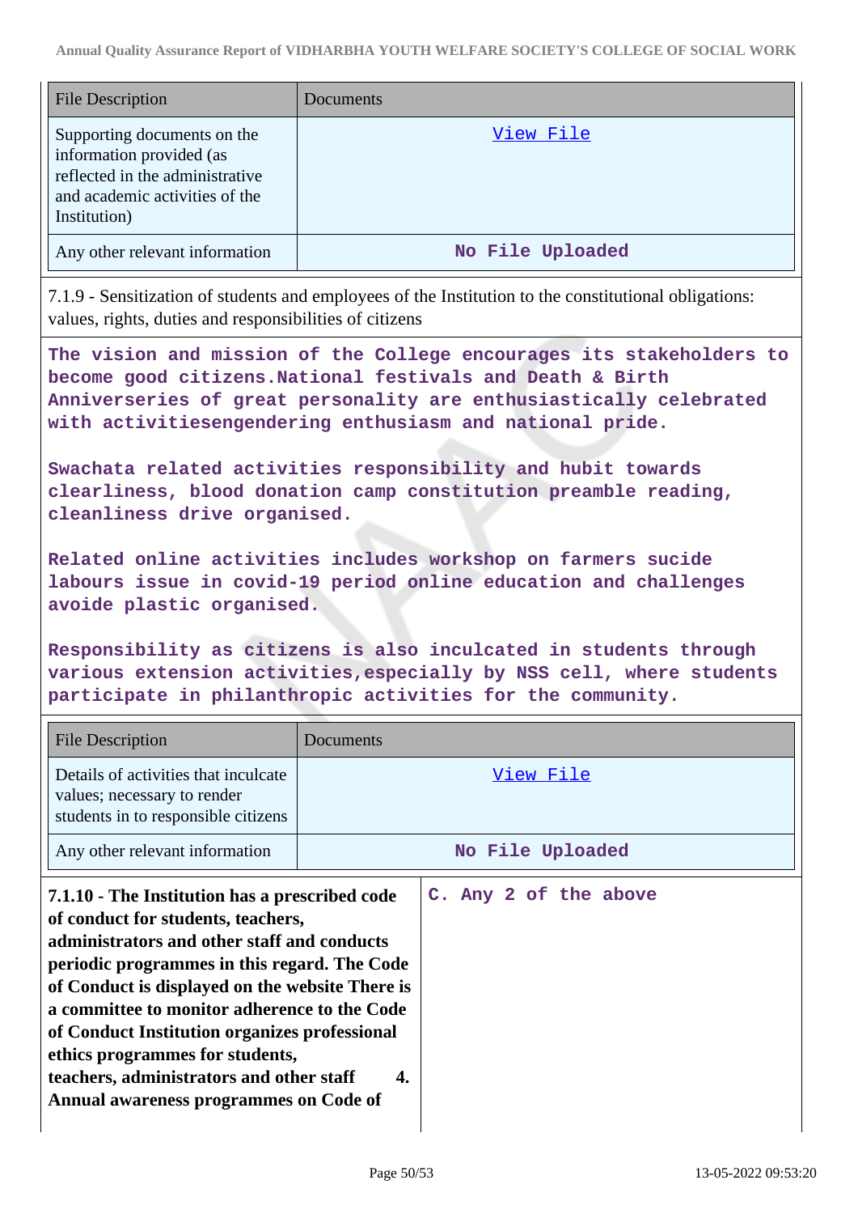| File Description | Documents |
|---|---|
| Supporting documents on the information provided (as reflected in the administrative and academic activities of the Institution) | View File |
| Any other relevant information | No File Uploaded |

7.1.9 - Sensitization of students and employees of the Institution to the constitutional obligations: values, rights, duties and responsibilities of citizens

The vision and mission of the College encourages its stakeholders to become good citizens.National festivals and Death & Birth Anniverseries of great personality are enthusiastically celebrated with activitiesengendering enthusiasm and national pride.

Swachata related activities responsibility and hubit towards clearliness, blood donation camp constitution preamble reading, cleanliness drive organised.

Related online activities includes workshop on farmers sucide labours issue in covid-19 period online education and challenges avoide plastic organised.

Responsibility as citizens is also inculcated in students through various extension activities,especially by NSS cell, where students participate in philanthropic activities for the community.

| File Description | Documents |
|---|---|
| Details of activities that inculcate values; necessary to render students in to responsible citizens | View File |
| Any other relevant information | No File Uploaded |

| **7.1.10 - The Institution has a prescribed code of conduct for students, teachers, administrators and other staff and conducts periodic programmes in this regard. The Code of Conduct is displayed on the website There is a committee to monitor adherence to the Code of Conduct Institution organizes professional ethics programmes for students, teachers, administrators and other staff 4. Annual awareness programmes on Code of** | C. Any 2 of the above |
|---|---|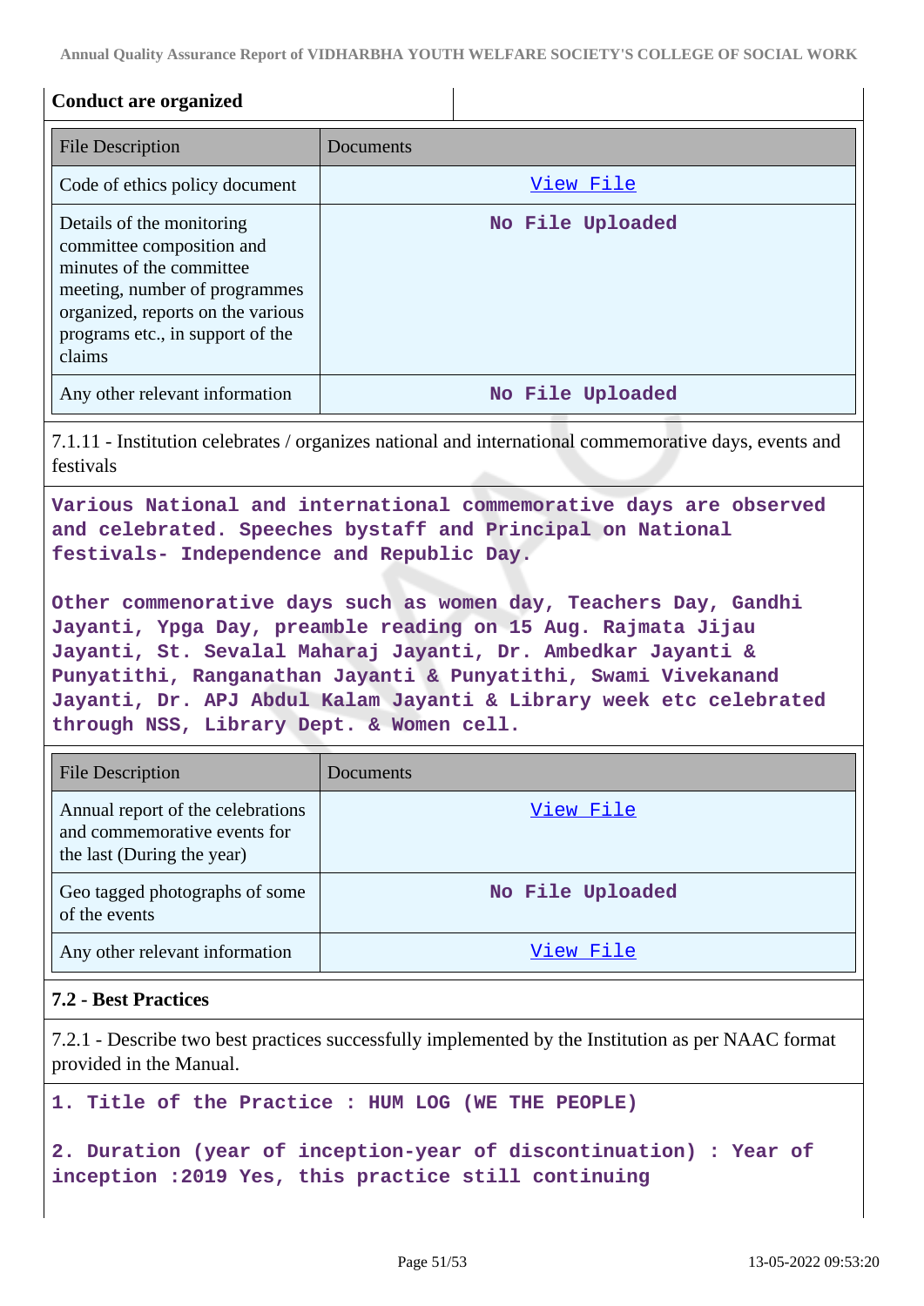**Conduct are organized**

| File Description | Documents |
| --- | --- |
| Code of ethics policy document | View File |
| Details of the monitoring committee composition and minutes of the committee meeting, number of programmes organized, reports on the various programs etc., in support of the claims | No File Uploaded |
| Any other relevant information | No File Uploaded |

7.1.11 - Institution celebrates / organizes national and international commemorative days, events and festivals

**Various National and international commemorative days are observed and celebrated. Speeches bystaff and Principal on National festivals- Independence and Republic Day.**

**Other commenorative days such as women day, Teachers Day, Gandhi Jayanti, Ypga Day, preamble reading on 15 Aug. Rajmata Jijau Jayanti, St. Sevalal Maharaj Jayanti, Dr. Ambedkar Jayanti & Punyatithi, Ranganathan Jayanti & Punyatithi, Swami Vivekanand Jayanti, Dr. APJ Abdul Kalam Jayanti & Library week etc celebrated through NSS, Library Dept. & Women cell.**

| File Description | Documents |
| --- | --- |
| Annual report of the celebrations and commemorative events for the last (During the year) | View File |
| Geo tagged photographs of some of the events | No File Uploaded |
| Any other relevant information | View File |

## 7.2 - Best Practices

7.2.1 - Describe two best practices successfully implemented by the Institution as per NAAC format provided in the Manual.

**1. Title of the Practice : HUM LOG (WE THE PEOPLE)**

**2. Duration (year of inception-year of discontinuation) : Year of inception :2019 Yes, this practice still continuing**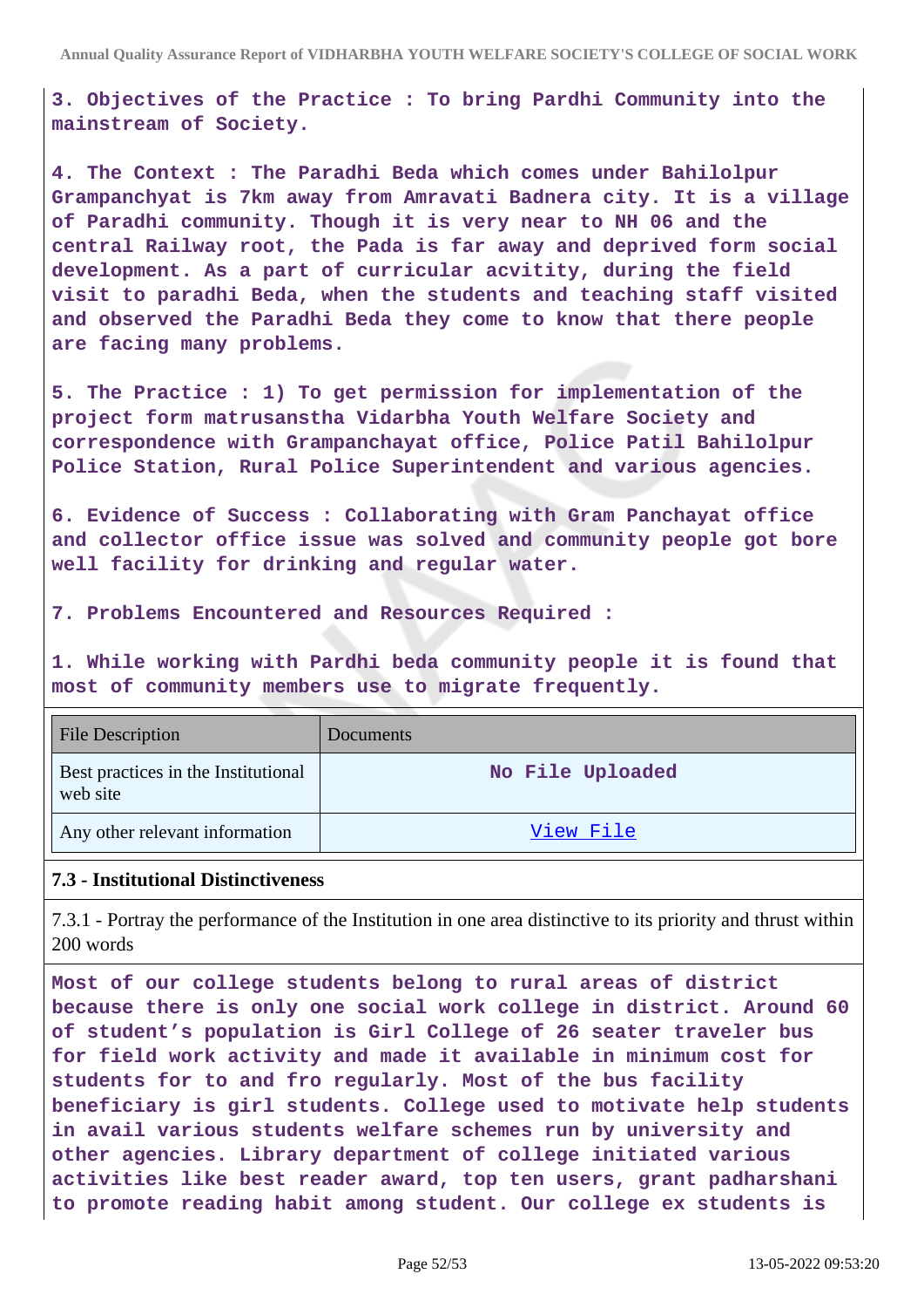**3. Objectives of the Practice : To bring Pardhi Community into the mainstream of Society.**

**4. The Context : The Paradhi Beda which comes under Bahilolpur Grampanchayat is 7km away from Amravati Badnera city. It is a village of Paradhi community. Though it is very near to NH 06 and the central Railway root, the Pada is far away and deprived form social development. As a part of curricular acvitity, during the field visit to paradhi Beda, when the students and teaching staff visited and observed the Paradhi Beda they come to know that there people are facing many problems.**

**5. The Practice : 1) To get permission for implementation of the project form matrusanstha Vidarbha Youth Welfare Society and correspondence with Grampanchayat office, Police Patil Bahilolpur Police Station, Rural Police Superintendent and various agencies.**

**6. Evidence of Success : Collaborating with Gram Panchayat office and collector office issue was solved and community people got bore well facility for drinking and regular water.**

**7. Problems Encountered and Resources Required :**

**1. While working with Pardhi beda community people it is found that most of community members use to migrate frequently.**

| File Description | Documents |
|---|---|
| Best practices in the Institutional web site | No File Uploaded |
| Any other relevant information | View File |

**7.3 - Institutional Distinctiveness**

7.3.1 - Portray the performance of the Institution in one area distinctive to its priority and thrust within 200 words

**Most of our college students belong to rural areas of district because there is only one social work college in district. Around 60 of student's population is Girl College of 26 seater traveler bus for field work activity and made it available in minimum cost for students for to and fro regularly. Most of the bus facility beneficiary is girl students. College used to motivate help students in avail various students welfare schemes run by university and other agencies. Library department of college initiated various activities like best reader award, top ten users, grant padharshani to promote reading habit among student. Our college ex students is**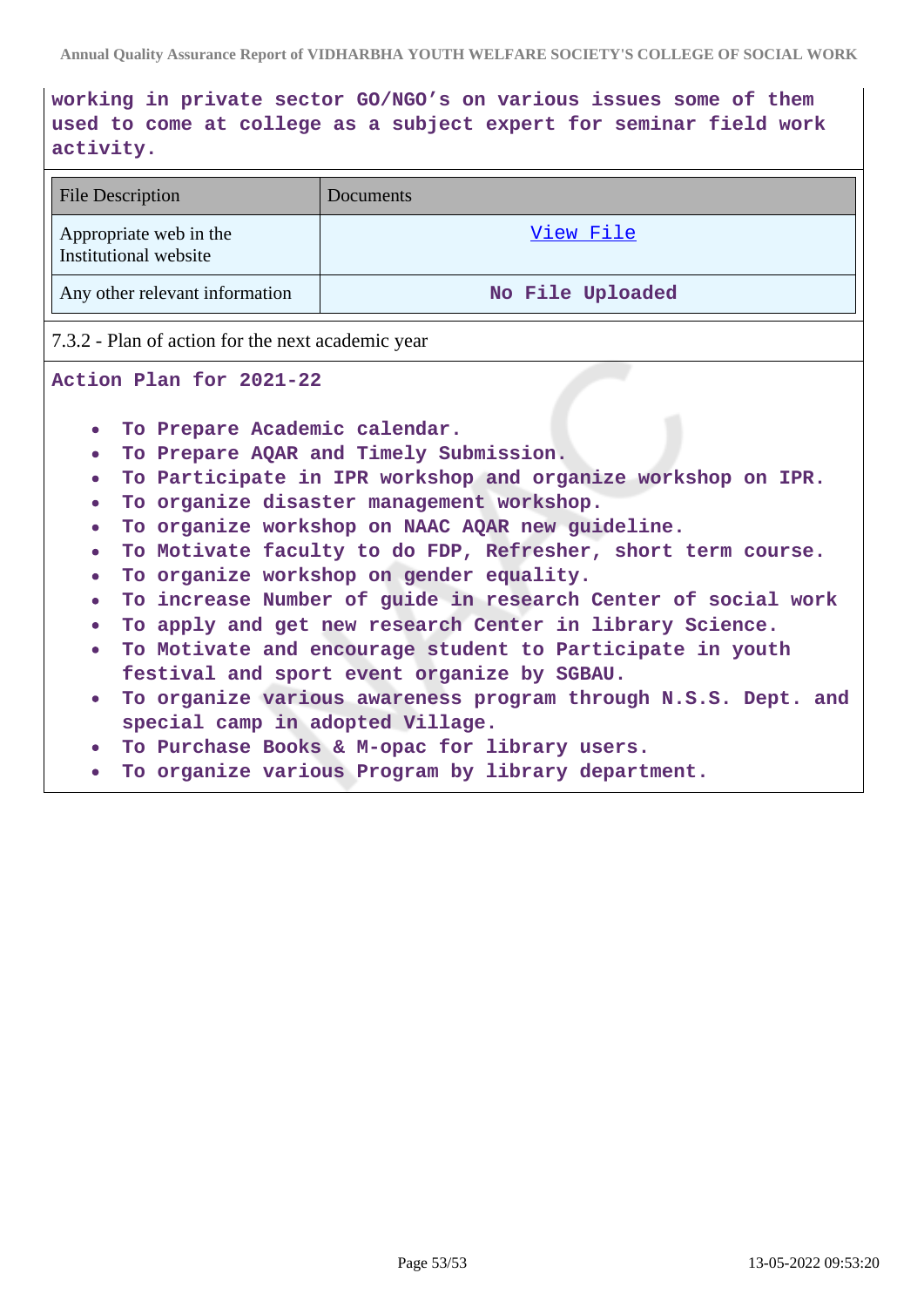**working in private sector GO/NGO's on various issues some of them used to come at college as a subject expert for seminar field work activity.**

| File Description | Documents |
| --- | --- |
| Appropriate web in the Institutional website | View File |
| Any other relevant information | No File Uploaded |

7.3.2 - Plan of action for the next academic year

**Action Plan for 2021-22**

- To Prepare Academic calendar.
- To Prepare AQAR and Timely Submission.
- To Participate in IPR workshop and organize workshop on IPR.
- To organize disaster management workshop.
- To organize workshop on NAAC AQAR new guideline.
- To Motivate faculty to do FDP, Refresher, short term course.
- To organize workshop on gender equality.
- To increase Number of guide in research Center of social work
- To apply and get new research Center in library Science.
- To Motivate and encourage student to Participate in youth festival and sport event organize by SGBAU.
- To organize various awareness program through N.S.S. Dept. and special camp in adopted Village.
- To Purchase Books & M-opac for library users.
- To organize various Program by library department.